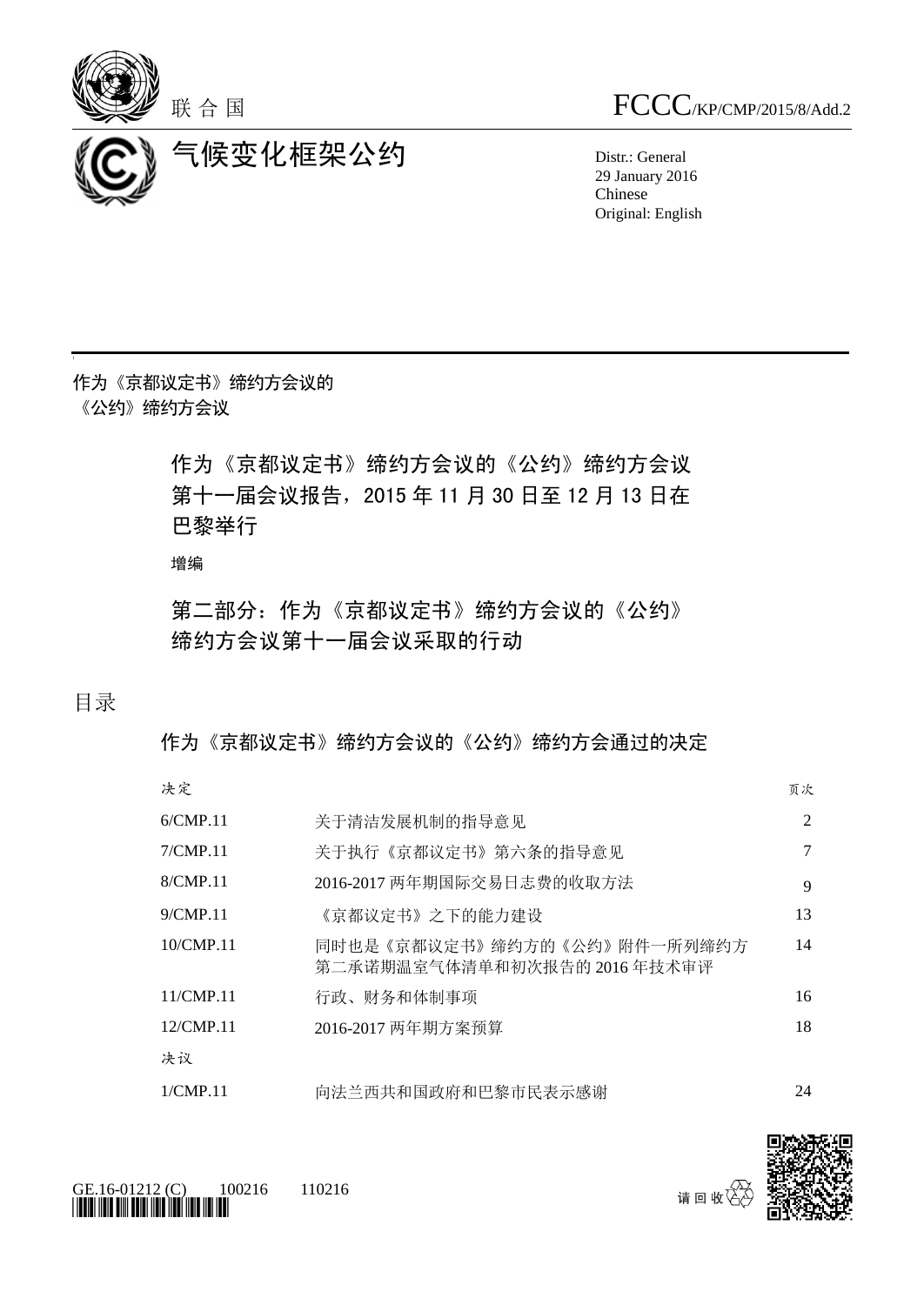联合国

FCCC/KP/CMP/2015/8/Add.2

气候变化框架公约

Distr.: General
29 January 2016
Chinese
Original: English

作为《京都议定书》缔约方会议的
《公约》缔约方会议

# 作为《京都议定书》缔约方会议的《公约》缔约方会议第十一届会议报告，2015 年 11 月 30 日至 12 月 13 日在巴黎举行

增编

# 第二部分：作为《京都议定书》缔约方会议的《公约》缔约方会议第十一届会议采取的行动

## 目录

### 作为《京都议定书》缔约方会议的《公约》缔约方会通过的决定

| 决定 | | 页次 |
|---|---|---|
| 6/CMP.11 | 关于清洁发展机制的指导意见 | 2 |
| 7/CMP.11 | 关于执行《京都议定书》第六条的指导意见 | 7 |
| 8/CMP.11 | 2016-2017 两年期国际交易日志费的收取方法 | 9 |
| 9/CMP.11 | 《京都议定书》之下的能力建设 | 13 |
| 10/CMP.11 | 同时也是《京都议定书》缔约方的《公约》附件一所列缔约方第二承诺期温室气体清单和初次报告的 2016 年技术审评 | 14 |
| 11/CMP.11 | 行政、财务和体制事项 | 16 |
| 12/CMP.11 | 2016-2017 两年期方案预算 | 18 |
| 决议 | | |
| 1/CMP.11 | 向法兰西共和国政府和巴黎市民表示感谢 | 24 |

GE.16-01212 (C) 100216 110216

请回收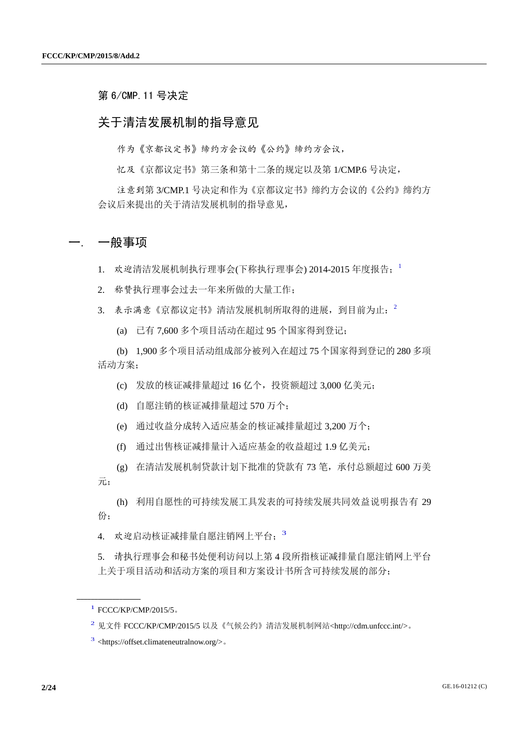## 第 6/CMP.11 号决定

## 关于清洁发展机制的指导意见

作为《京都议定书》缔约方会议的《公约》缔约方会议，

忆及《京都议定书》第三条和第十二条的规定以及第 1/CMP.6 号决定，

注意到第 3/CMP.1 号决定和作为《京都议定书》缔约方会议的《公约》缔约方会议后来提出的关于清洁发展机制的指导意见，

# 一. 一般事项

1. 欢迎清洁发展机制执行理事会(下称执行理事会) 2014-2015 年度报告；[1]

2. 称赞执行理事会过去一年来所做的大量工作；

3. 表示满意《京都议定书》清洁发展机制所取得的进展，到目前为止：[2]

(a) 已有 7,600 多个项目活动在超过 95 个国家得到登记；

(b) 1,900 多个项目活动组成部分被列入在超过 75 个国家得到登记的 280 多项活动方案；

(c) 发放的核证减排量超过 16 亿个，投资额超过 3,000 亿美元；

(d) 自愿注销的核证减排量超过 570 万个；

(e) 通过收益分成转入适应基金的核证减排量超过 3,200 万个；

(f) 通过出售核证减排量计入适应基金的收益超过 1.9 亿美元；

(g) 在清洁发展机制贷款计划下批准的贷款有 73 笔，承付总额超过 600 万美元；

(h) 利用自愿性的可持续发展工具发表的可持续发展共同效益说明报告有 29 份；

4. 欢迎启动核证减排量自愿注销网上平台；[3]

5. 请执行理事会和秘书处便利访问以上第 4 段所指核证减排量自愿注销网上平台上关于项目活动和活动方案的项目和方案设计书所含可持续发展的部分；

---

[1] FCCC/KP/CMP/2015/5。

[2] 见文件 FCCC/KP/CMP/2015/5 以及《气候公约》清洁发展机制网站<http://cdm.unfccc.int/>。

[3] <https://offset.climateneutralnow.org/>。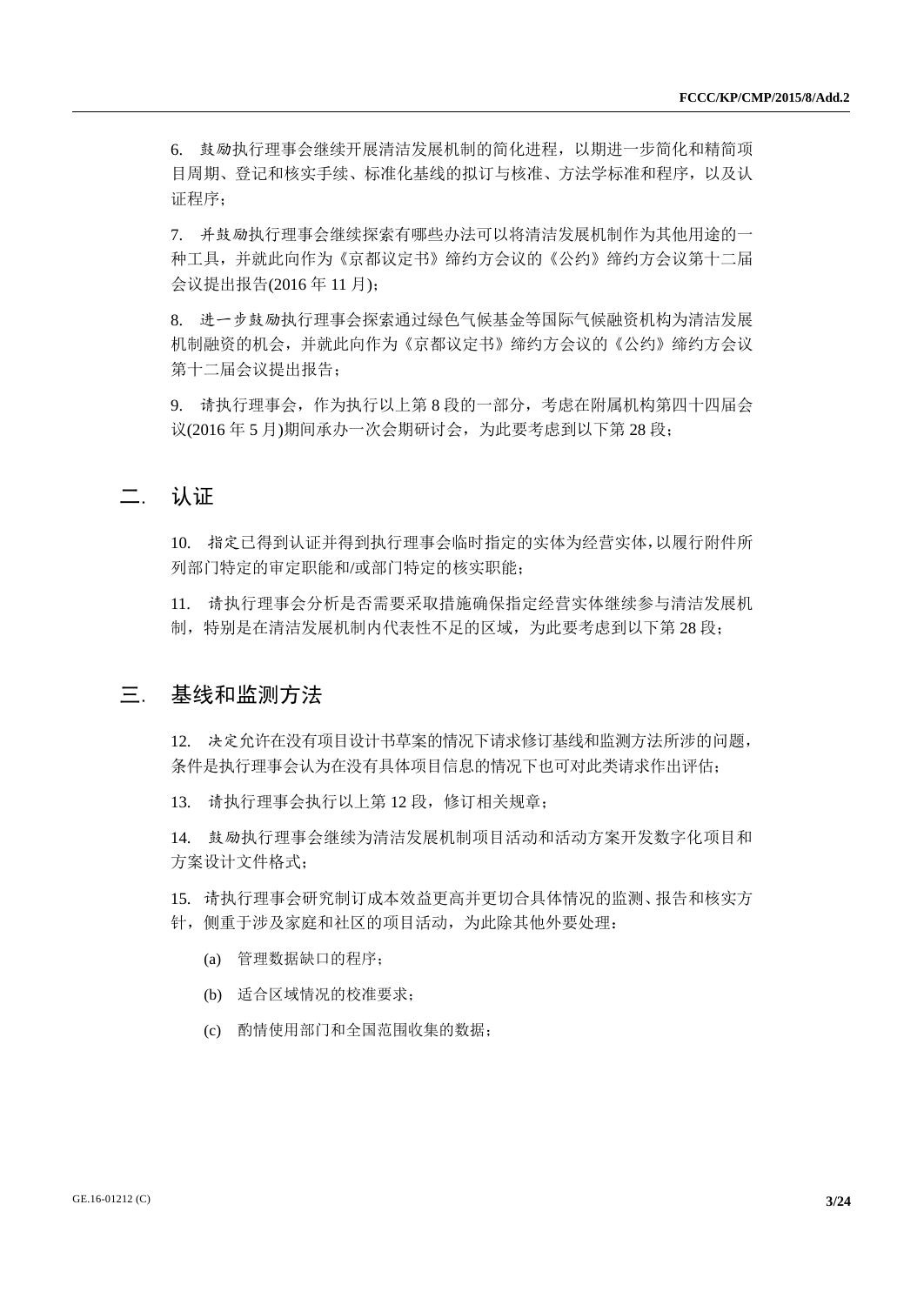6. *鼓励*执行理事会继续开展清洁发展机制的简化进程，以期进一步简化和精简项目周期、登记和核实手续、标准化基线的拟订与核准、方法学标准和程序，以及认证程序；

7. *并鼓励*执行理事会继续探索有哪些办法可以将清洁发展机制作为其他用途的一种工具，并就此向作为《京都议定书》缔约方会议的《公约》缔约方会议第十二届会议提出报告(2016 年 11 月)；

8. *进一步鼓励*执行理事会探索通过绿色气候基金等国际气候融资机构为清洁发展机制融资的机会，并就此向作为《京都议定书》缔约方会议的《公约》缔约方会议第十二届会议提出报告；

9. *请*执行理事会，作为执行以上第 8 段的一部分，考虑在附属机构第四十四届会议(2016 年 5 月)期间承办一次会期研讨会，为此要考虑到以下第 28 段；

## 二. 认证

10. *指定*已得到认证并得到执行理事会临时指定的实体为经营实体，以履行附件所列部门特定的审定职能和/或部门特定的核实职能；

11. *请*执行理事会分析是否需要采取措施确保指定经营实体继续参与清洁发展机制，特别是在清洁发展机制内代表性不足的区域，为此要考虑到以下第 28 段；

## 三. 基线和监测方法

12. *决定*允许在没有项目设计书草案的情况下请求修订基线和监测方法所涉的问题，条件是执行理事会认为在没有具体项目信息的情况下也可对此类请求作出评估；

13. *请*执行理事会执行以上第 12 段，修订相关规章；

14. *鼓励*执行理事会继续为清洁发展机制项目活动和活动方案开发数字化项目和方案设计文件格式；

15. *请*执行理事会研究制订成本效益更高并更切合具体情况的监测、报告和核实方针，侧重于涉及家庭和社区的项目活动，为此除其他外要处理：

(a) 管理数据缺口的程序；

(b) 适合区域情况的校准要求；

(c) 酌情使用部门和全国范围收集的数据；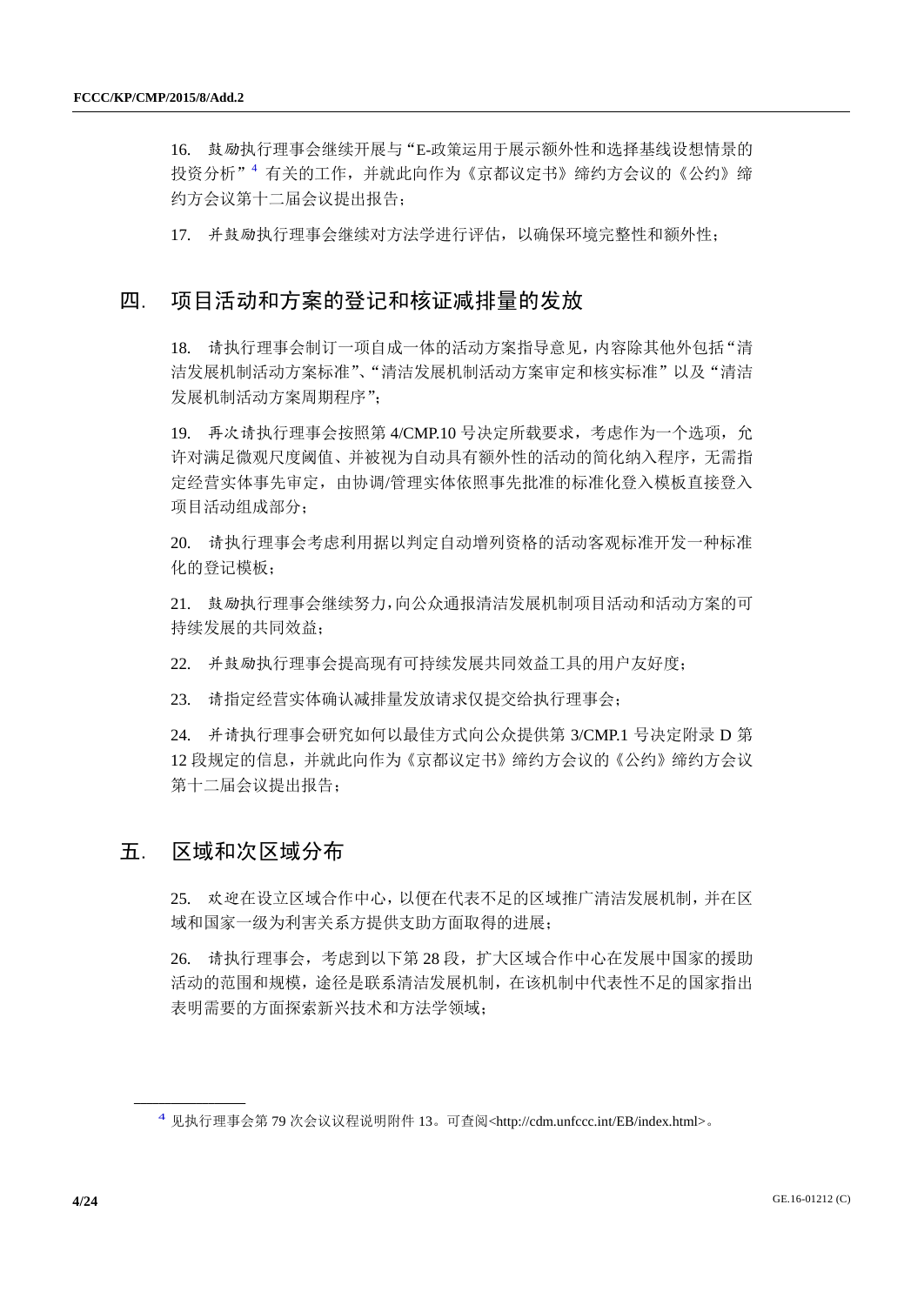16. *鼓励*执行理事会继续开展与“E-政策运用于展示额外性和选择基线设想情景的投资分析”[4] 有关的工作，并就此向作为《京都议定书》缔约方会议的《公约》缔约方会议第十二届会议提出报告；

17. *并鼓励*执行理事会继续对方法学进行评估，以确保环境完整性和额外性；

## 四. 项目活动和方案的登记和核证减排量的发放

18. *请*执行理事会制订一项自成一体的活动方案指导意见，内容除其他外包括“清洁发展机制活动方案标准”、“清洁发展机制活动方案审定和核实标准”以及“清洁发展机制活动方案周期程序”；

19. *再次请*执行理事会按照第 4/CMP.10 号决定所载要求，考虑作为一个选项，允许对满足微观尺度阈值、并被视为自动具有额外性的活动的简化纳入程序，无需指定经营实体事先审定，由协调/管理实体依照事先批准的标准化登入模板直接登入项目活动组成部分；

20. *请*执行理事会考虑利用据以判定自动增列资格的活动客观标准开发一种标准化的登记模板；

21. *鼓励*执行理事会继续努力，向公众通报清洁发展机制项目活动和活动方案的可持续发展的共同效益；

22. *并鼓励*执行理事会提高现有可持续发展共同效益工具的用户友好度；

23. *请*指定经营实体确认减排量发放请求仅提交给执行理事会；

24. *并请*执行理事会研究如何以最佳方式向公众提供第 3/CMP.1 号决定附录 D 第 12 段规定的信息，并就此向作为《京都议定书》缔约方会议的《公约》缔约方会议第十二届会议提出报告；

## 五. 区域和次区域分布

25. *欢迎*在设立区域合作中心，以便在代表不足的区域推广清洁发展机制，并在区域和国家一级为利害关系方提供支助方面取得的进展；

26. *请*执行理事会，考虑到以下第 28 段，扩大区域合作中心在发展中国家的援助活动的范围和规模，途径是联系清洁发展机制，在该机制中代表性不足的国家指出表明需要的方面探索新兴技术和方法学领域；

---

[4] 见执行理事会第 79 次会议议程说明附件 13。可查阅<http://cdm.unfccc.int/EB/index.html>。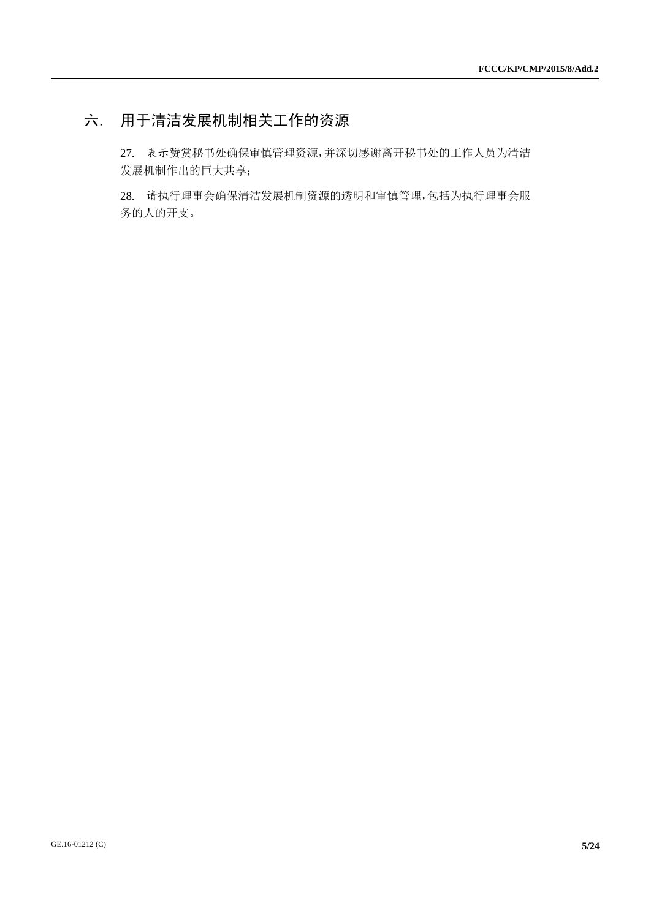## 六. 用于清洁发展机制相关工作的资源

27. 表示赞赏秘书处确保审慎管理资源，并深切感谢离开秘书处的工作人员为清洁发展机制作出的巨大共享；

28. 请执行理事会确保清洁发展机制资源的透明和审慎管理，包括为执行理事会服务的人的开支。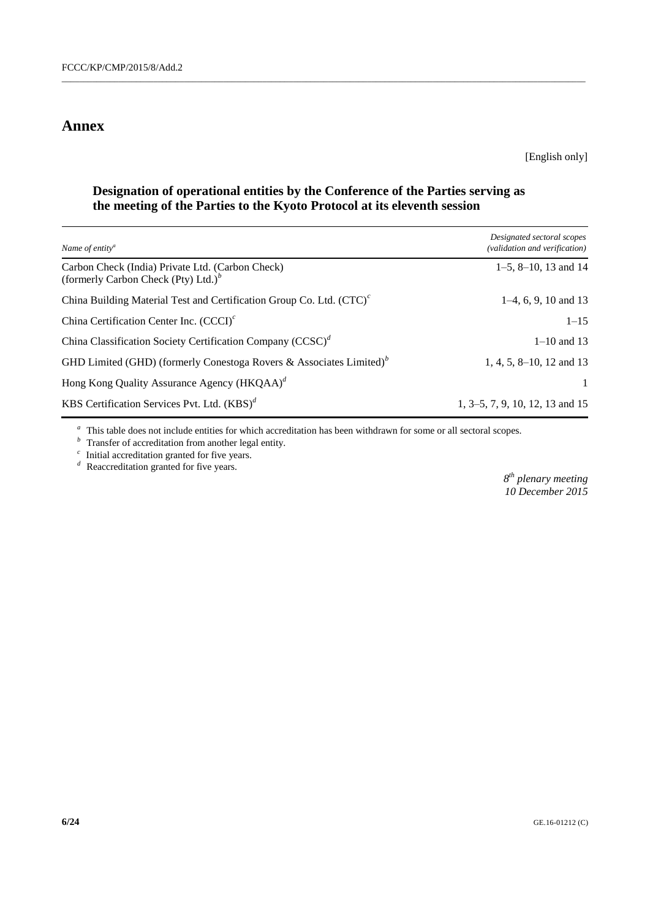# Annex

[English only]

### Designation of operational entities by the Conference of the Parties serving as the meeting of the Parties to the Kyoto Protocol at its eleventh session

| *Name of entity*[a] | *Designated sectoral scopes (validation and verification)* |
| --- | --- |
| Carbon Check (India) Private Ltd. (Carbon Check) (formerly Carbon Check (Pty) Ltd.)[b] | 1–5, 8–10, 13 and 14 |
| China Building Material Test and Certification Group Co. Ltd. (CTC)[c] | 1–4, 6, 9, 10 and 13 |
| China Certification Center Inc. (CCCI)[c] | 1–15 |
| China Classification Society Certification Company (CCSC)[d] | 1–10 and 13 |
| GHD Limited (GHD) (formerly Conestoga Rovers & Associates Limited)[b] | 1, 4, 5, 8–10, 12 and 13 |
| Hong Kong Quality Assurance Agency (HKQAA)[d] | 1 |
| KBS Certification Services Pvt. Ltd. (KBS)[d] | 1, 3–5, 7, 9, 10, 12, 13 and 15 |

[a] This table does not include entities for which accreditation has been withdrawn for some or all sectoral scopes.
[b] Transfer of accreditation from another legal entity.
[c] Initial accreditation granted for five years.
[d] Reaccreditation granted for five years.

*8th plenary meeting*
*10 December 2015*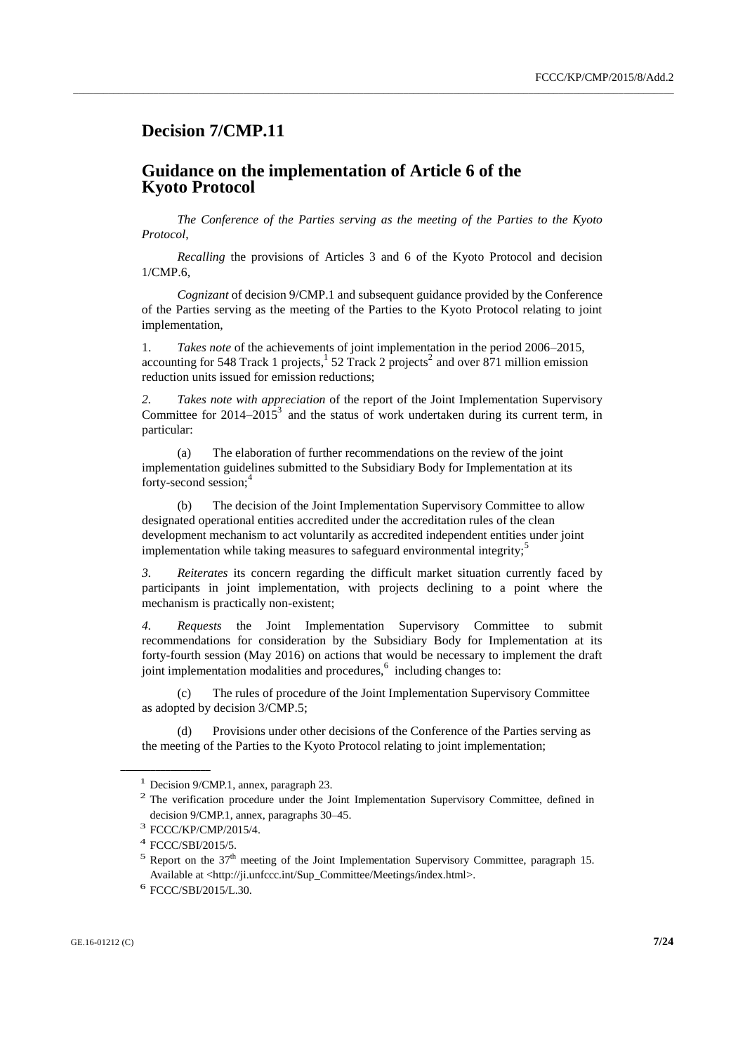# Decision 7/CMP.11

## Guidance on the implementation of Article 6 of the Kyoto Protocol

*The Conference of the Parties serving as the meeting of the Parties to the Kyoto Protocol,*

*Recalling* the provisions of Articles 3 and 6 of the Kyoto Protocol and decision 1/CMP.6,

*Cognizant* of decision 9/CMP.1 and subsequent guidance provided by the Conference of the Parties serving as the meeting of the Parties to the Kyoto Protocol relating to joint implementation,

1. *Takes note* of the achievements of joint implementation in the period 2006–2015, accounting for 548 Track 1 projects,[1] 52 Track 2 projects[2] and over 871 million emission reduction units issued for emission reductions;

2. *Takes note with appreciation* of the report of the Joint Implementation Supervisory Committee for 2014–2015[3] and the status of work undertaken during its current term, in particular:

   (a) The elaboration of further recommendations on the review of the joint implementation guidelines submitted to the Subsidiary Body for Implementation at its forty-second session;[4]

   (b) The decision of the Joint Implementation Supervisory Committee to allow designated operational entities accredited under the accreditation rules of the clean development mechanism to act voluntarily as accredited independent entities under joint implementation while taking measures to safeguard environmental integrity;[5]

3. *Reiterates* its concern regarding the difficult market situation currently faced by participants in joint implementation, with projects declining to a point where the mechanism is practically non-existent;

4. *Requests* the Joint Implementation Supervisory Committee to submit recommendations for consideration by the Subsidiary Body for Implementation at its forty-fourth session (May 2016) on actions that would be necessary to implement the draft joint implementation modalities and procedures,[6] including changes to:

   (c) The rules of procedure of the Joint Implementation Supervisory Committee as adopted by decision 3/CMP.5;

   (d) Provisions under other decisions of the Conference of the Parties serving as the meeting of the Parties to the Kyoto Protocol relating to joint implementation;

---

[1] Decision 9/CMP.1, annex, paragraph 23.

[2] The verification procedure under the Joint Implementation Supervisory Committee, defined in decision 9/CMP.1, annex, paragraphs 30–45.

[3] FCCC/KP/CMP/2015/4.

[4] FCCC/SBI/2015/5.

[5] Report on the 37th meeting of the Joint Implementation Supervisory Committee, paragraph 15. Available at <http://ji.unfccc.int/Sup_Committee/Meetings/index.html>.

[6] FCCC/SBI/2015/L.30.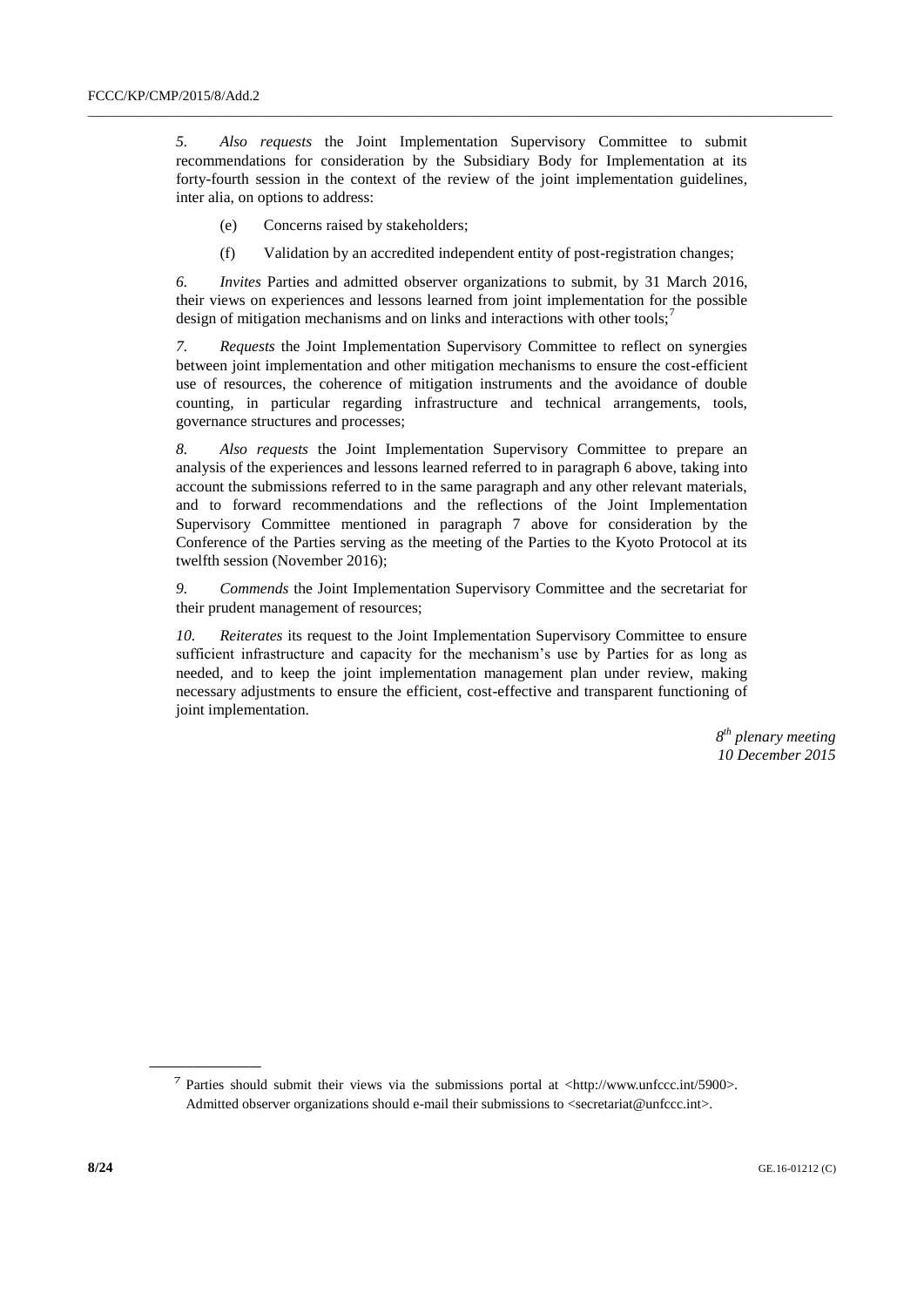5. *Also requests* the Joint Implementation Supervisory Committee to submit recommendations for consideration by the Subsidiary Body for Implementation at its forty-fourth session in the context of the review of the joint implementation guidelines, inter alia, on options to address:

(e) Concerns raised by stakeholders;

(f) Validation by an accredited independent entity of post-registration changes;

6. *Invites* Parties and admitted observer organizations to submit, by 31 March 2016, their views on experiences and lessons learned from joint implementation for the possible design of mitigation mechanisms and on links and interactions with other tools;[7]

7. *Requests* the Joint Implementation Supervisory Committee to reflect on synergies between joint implementation and other mitigation mechanisms to ensure the cost-efficient use of resources, the coherence of mitigation instruments and the avoidance of double counting, in particular regarding infrastructure and technical arrangements, tools, governance structures and processes;

8. *Also requests* the Joint Implementation Supervisory Committee to prepare an analysis of the experiences and lessons learned referred to in paragraph 6 above, taking into account the submissions referred to in the same paragraph and any other relevant materials, and to forward recommendations and the reflections of the Joint Implementation Supervisory Committee mentioned in paragraph 7 above for consideration by the Conference of the Parties serving as the meeting of the Parties to the Kyoto Protocol at its twelfth session (November 2016);

9. *Commends* the Joint Implementation Supervisory Committee and the secretariat for their prudent management of resources;

10. *Reiterates* its request to the Joint Implementation Supervisory Committee to ensure sufficient infrastructure and capacity for the mechanism's use by Parties for as long as needed, and to keep the joint implementation management plan under review, making necessary adjustments to ensure the efficient, cost-effective and transparent functioning of joint implementation.

*8th plenary meeting*
*10 December 2015*

---

[7] Parties should submit their views via the submissions portal at <http://www.unfccc.int/5900>. Admitted observer organizations should e-mail their submissions to <secretariat@unfccc.int>.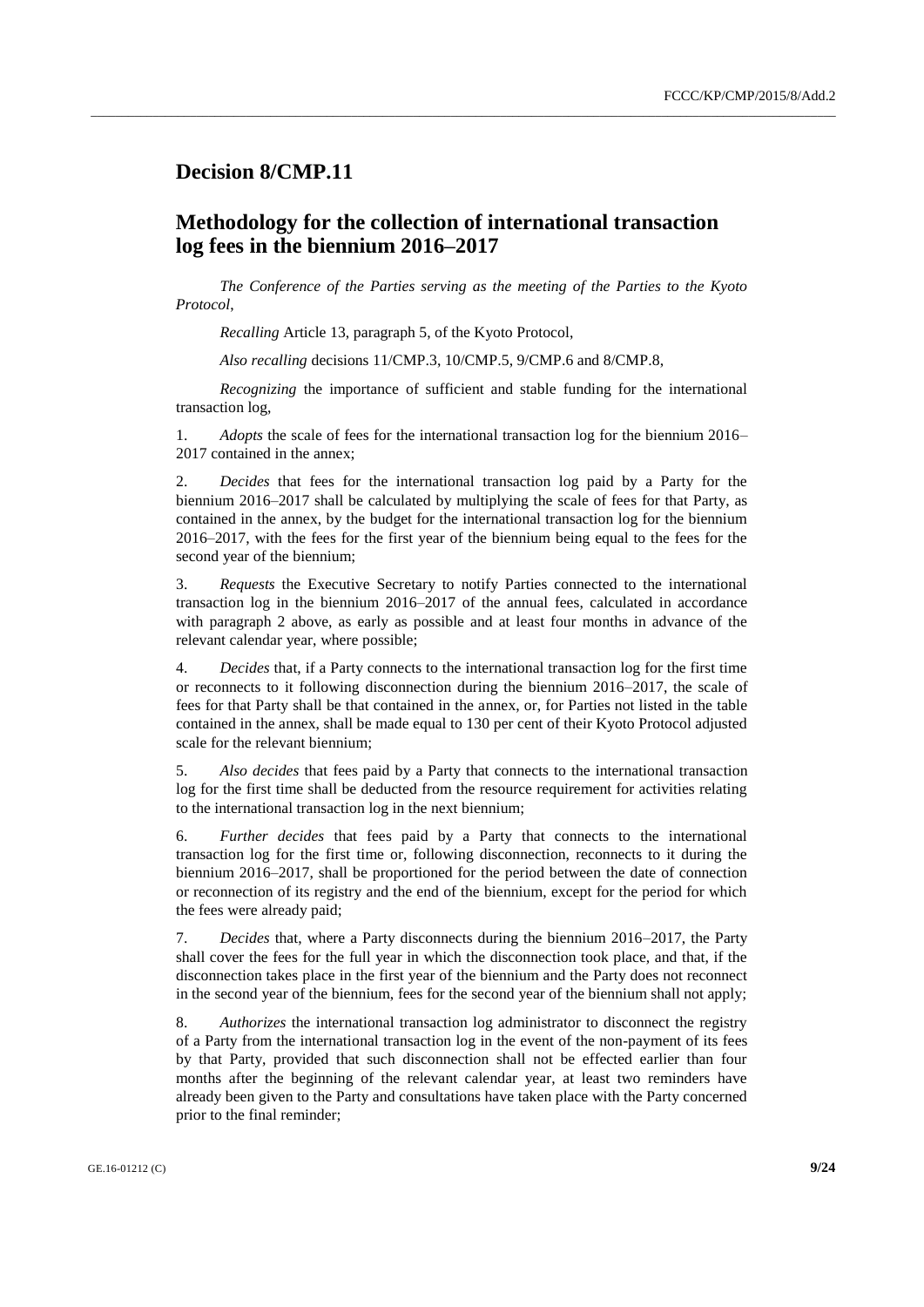## Decision 8/CMP.11

## Methodology for the collection of international transaction log fees in the biennium 2016–2017

*The Conference of the Parties serving as the meeting of the Parties to the Kyoto Protocol*,

*Recalling* Article 13, paragraph 5, of the Kyoto Protocol,

*Also recalling* decisions 11/CMP.3, 10/CMP.5, 9/CMP.6 and 8/CMP.8,

*Recognizing* the importance of sufficient and stable funding for the international transaction log,

1. *Adopts* the scale of fees for the international transaction log for the biennium 2016–2017 contained in the annex;

2. *Decides* that fees for the international transaction log paid by a Party for the biennium 2016–2017 shall be calculated by multiplying the scale of fees for that Party, as contained in the annex, by the budget for the international transaction log for the biennium 2016–2017, with the fees for the first year of the biennium being equal to the fees for the second year of the biennium;

3. *Requests* the Executive Secretary to notify Parties connected to the international transaction log in the biennium 2016–2017 of the annual fees, calculated in accordance with paragraph 2 above, as early as possible and at least four months in advance of the relevant calendar year, where possible;

4. *Decides* that, if a Party connects to the international transaction log for the first time or reconnects to it following disconnection during the biennium 2016–2017, the scale of fees for that Party shall be that contained in the annex, or, for Parties not listed in the table contained in the annex, shall be made equal to 130 per cent of their Kyoto Protocol adjusted scale for the relevant biennium;

5. *Also decides* that fees paid by a Party that connects to the international transaction log for the first time shall be deducted from the resource requirement for activities relating to the international transaction log in the next biennium;

6. *Further decides* that fees paid by a Party that connects to the international transaction log for the first time or, following disconnection, reconnects to it during the biennium 2016–2017, shall be proportioned for the period between the date of connection or reconnection of its registry and the end of the biennium, except for the period for which the fees were already paid;

7. *Decides* that, where a Party disconnects during the biennium 2016–2017, the Party shall cover the fees for the full year in which the disconnection took place, and that, if the disconnection takes place in the first year of the biennium and the Party does not reconnect in the second year of the biennium, fees for the second year of the biennium shall not apply;

8. *Authorizes* the international transaction log administrator to disconnect the registry of a Party from the international transaction log in the event of the non-payment of its fees by that Party, provided that such disconnection shall not be effected earlier than four months after the beginning of the relevant calendar year, at least two reminders have already been given to the Party and consultations have taken place with the Party concerned prior to the final reminder;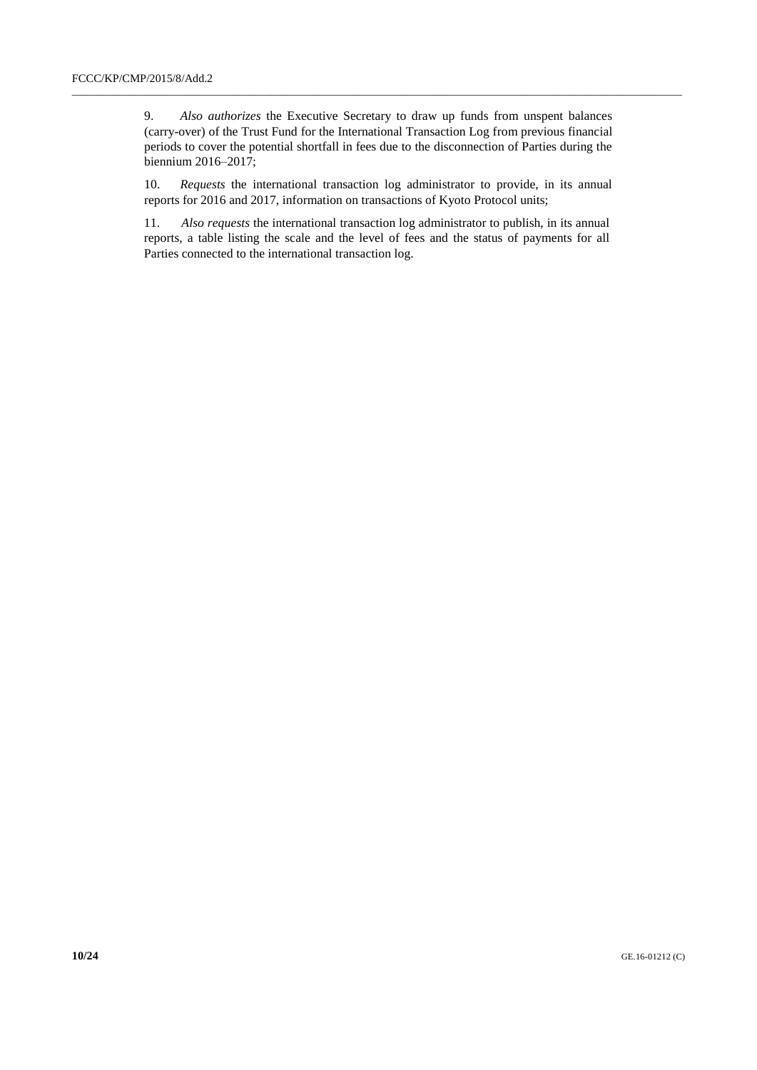9. *Also authorizes* the Executive Secretary to draw up funds from unspent balances (carry-over) of the Trust Fund for the International Transaction Log from previous financial periods to cover the potential shortfall in fees due to the disconnection of Parties during the biennium 2016–2017;

10. *Requests* the international transaction log administrator to provide, in its annual reports for 2016 and 2017, information on transactions of Kyoto Protocol units;

11. *Also requests* the international transaction log administrator to publish, in its annual reports, a table listing the scale and the level of fees and the status of payments for all Parties connected to the international transaction log.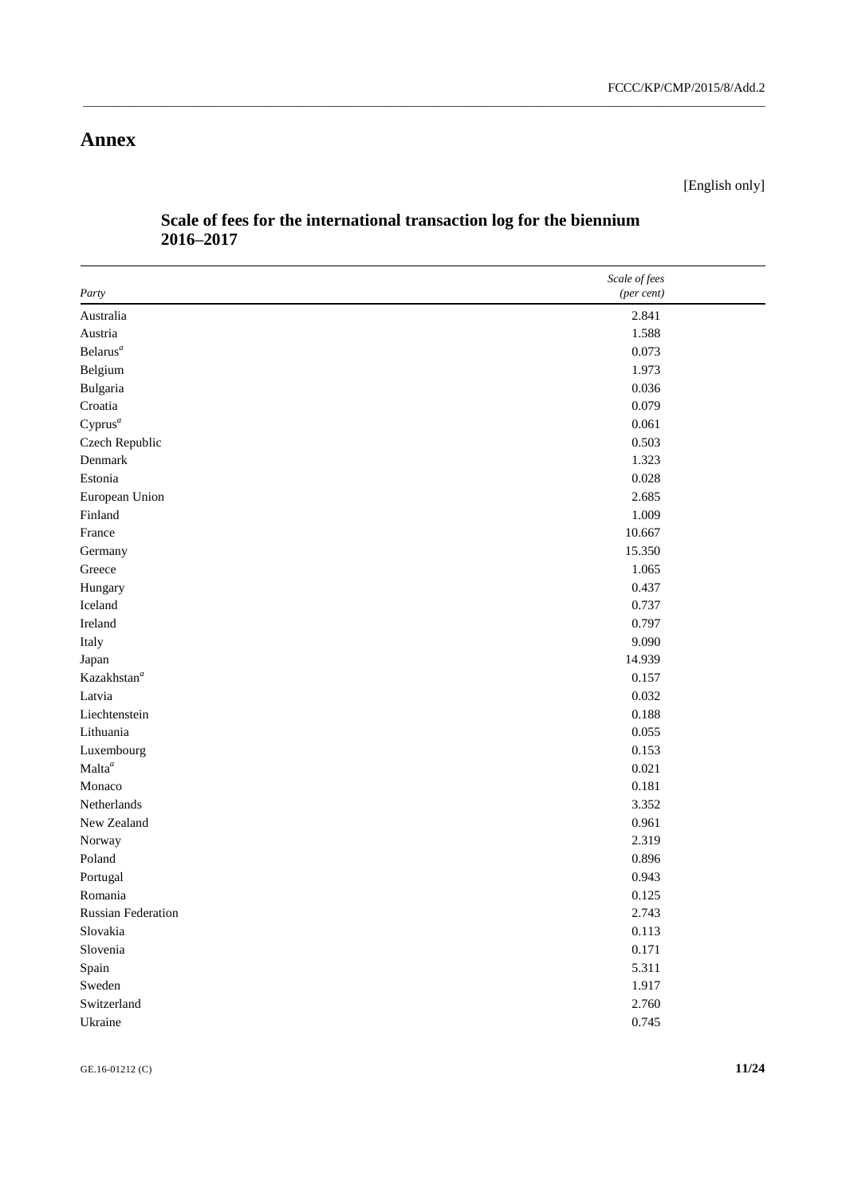# Annex

[English only]

## Scale of fees for the international transaction log for the biennium 2016–2017

| *Party* | *Scale of fees (per cent)* |
|---|---|
| Australia | 2.841 |
| Austria | 1.588 |
| Belarus[a] | 0.073 |
| Belgium | 1.973 |
| Bulgaria | 0.036 |
| Croatia | 0.079 |
| Cyprus[a] | 0.061 |
| Czech Republic | 0.503 |
| Denmark | 1.323 |
| Estonia | 0.028 |
| European Union | 2.685 |
| Finland | 1.009 |
| France | 10.667 |
| Germany | 15.350 |
| Greece | 1.065 |
| Hungary | 0.437 |
| Iceland | 0.737 |
| Ireland | 0.797 |
| Italy | 9.090 |
| Japan | 14.939 |
| Kazakhstan[a] | 0.157 |
| Latvia | 0.032 |
| Liechtenstein | 0.188 |
| Lithuania | 0.055 |
| Luxembourg | 0.153 |
| Malta[a] | 0.021 |
| Monaco | 0.181 |
| Netherlands | 3.352 |
| New Zealand | 0.961 |
| Norway | 2.319 |
| Poland | 0.896 |
| Portugal | 0.943 |
| Romania | 0.125 |
| Russian Federation | 2.743 |
| Slovakia | 0.113 |
| Slovenia | 0.171 |
| Spain | 5.311 |
| Sweden | 1.917 |
| Switzerland | 2.760 |
| Ukraine | 0.745 |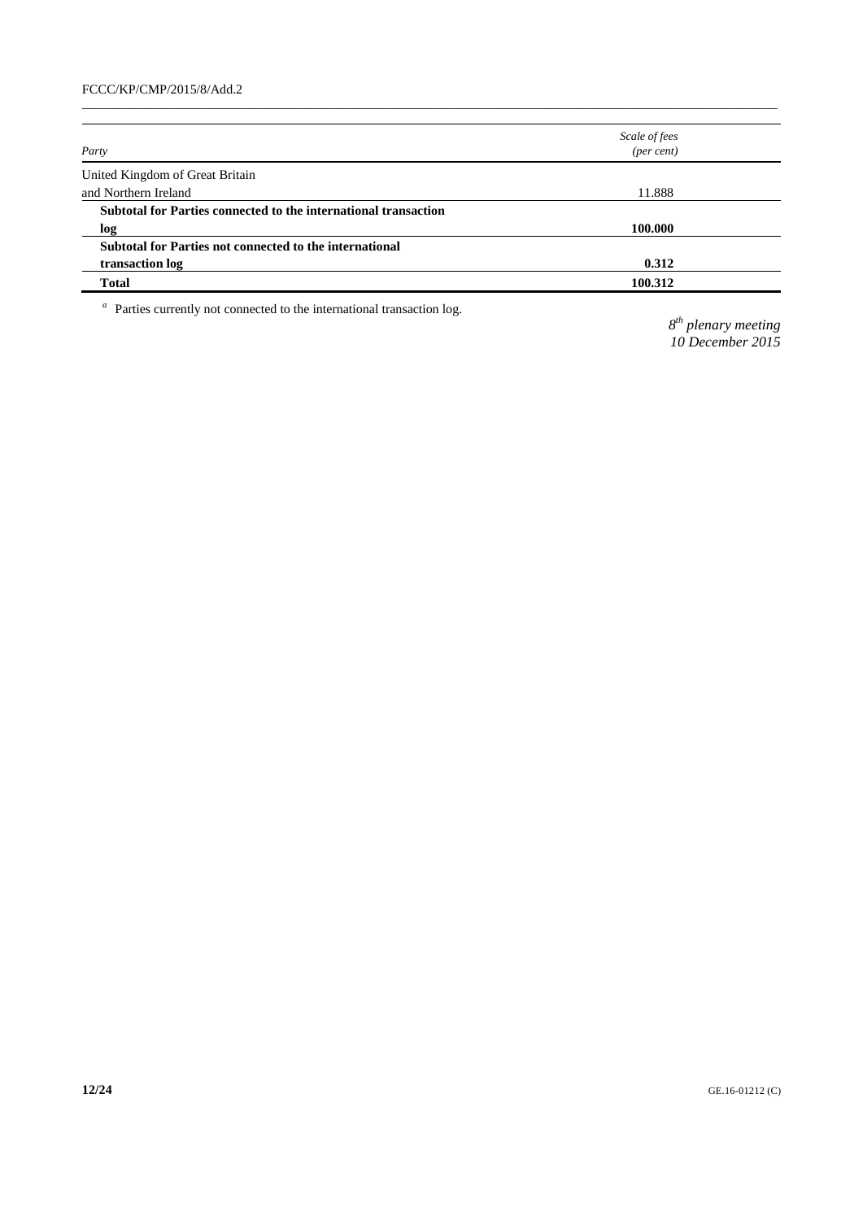| Party | *Scale of fees (per cent)* |
| --- | --- |
| United Kingdom of Great Britain and Northern Ireland | 11.888 |
| **Subtotal for Parties connected to the international transaction log** | **100.000** |
| **Subtotal for Parties not connected to the international transaction log** | **0.312** |
| **Total** | **100.312** |

[a] Parties currently not connected to the international transaction log.

*8th plenary meeting*
*10 December 2015*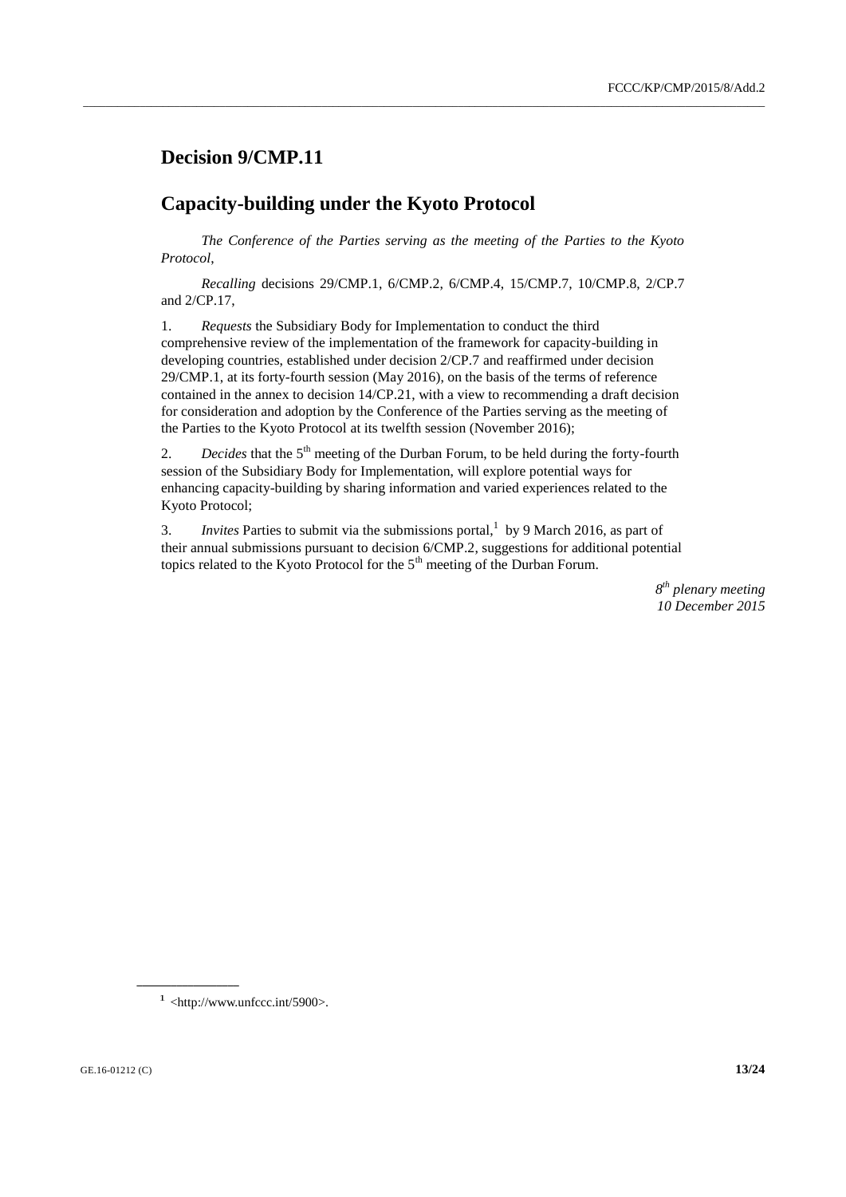# Decision 9/CMP.11

# Capacity-building under the Kyoto Protocol

*The Conference of the Parties serving as the meeting of the Parties to the Kyoto Protocol,*

*Recalling* decisions 29/CMP.1, 6/CMP.2, 6/CMP.4, 15/CMP.7, 10/CMP.8, 2/CP.7 and 2/CP.17,

1. *Requests* the Subsidiary Body for Implementation to conduct the third comprehensive review of the implementation of the framework for capacity-building in developing countries, established under decision 2/CP.7 and reaffirmed under decision 29/CMP.1, at its forty-fourth session (May 2016), on the basis of the terms of reference contained in the annex to decision 14/CP.21, with a view to recommending a draft decision for consideration and adoption by the Conference of the Parties serving as the meeting of the Parties to the Kyoto Protocol at its twelfth session (November 2016);

2. *Decides* that the 5th meeting of the Durban Forum, to be held during the forty-fourth session of the Subsidiary Body for Implementation, will explore potential ways for enhancing capacity-building by sharing information and varied experiences related to the Kyoto Protocol;

3. *Invites* Parties to submit via the submissions portal,[1] by 9 March 2016, as part of their annual submissions pursuant to decision 6/CMP.2, suggestions for additional potential topics related to the Kyoto Protocol for the 5th meeting of the Durban Forum.

*8th plenary meeting*
*10 December 2015*

[1] <http://www.unfccc.int/5900>.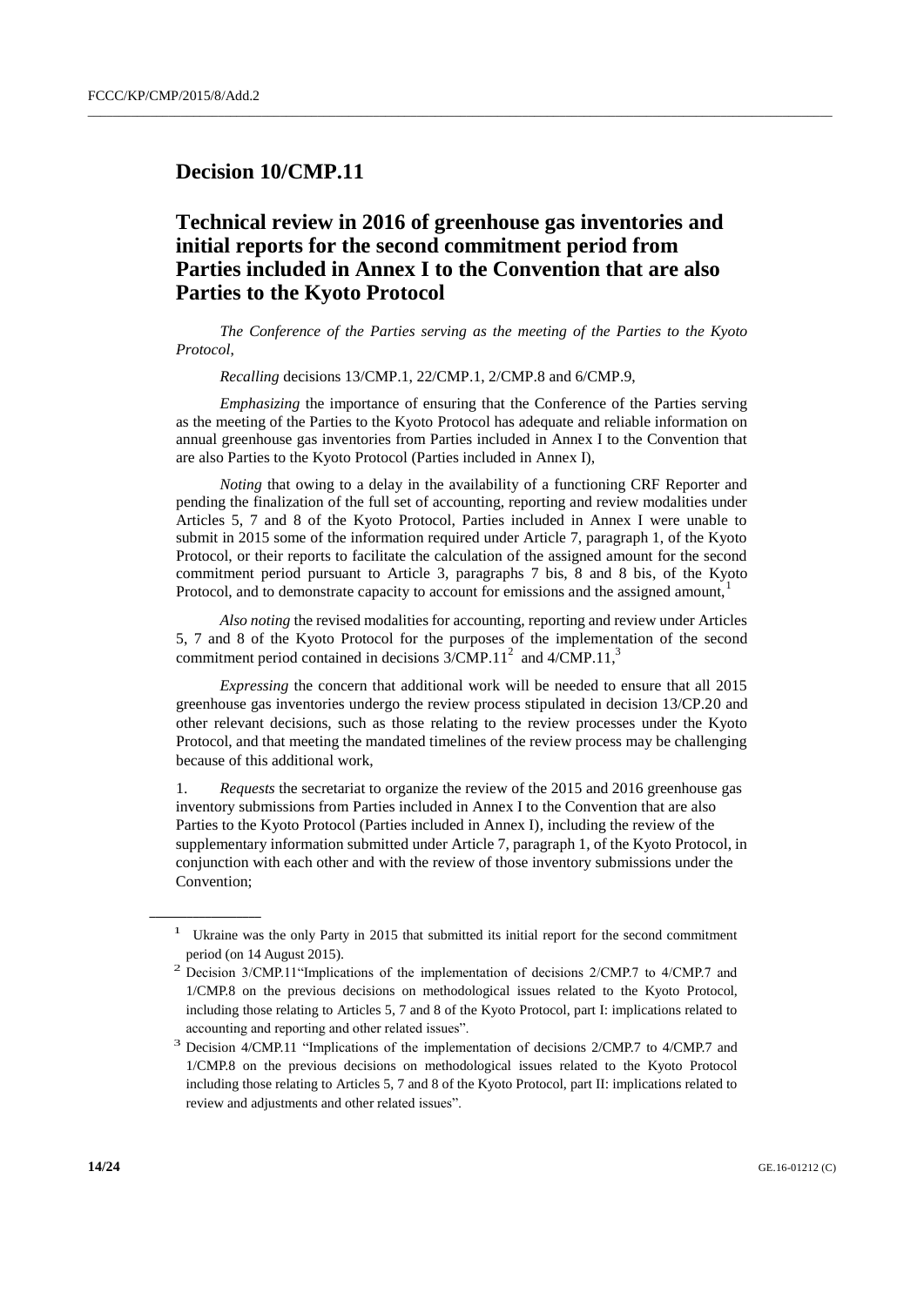# Decision 10/CMP.11

## Technical review in 2016 of greenhouse gas inventories and initial reports for the second commitment period from Parties included in Annex I to the Convention that are also Parties to the Kyoto Protocol

*The Conference of the Parties serving as the meeting of the Parties to the Kyoto Protocol,*

*Recalling* decisions 13/CMP.1, 22/CMP.1, 2/CMP.8 and 6/CMP.9,

*Emphasizing* the importance of ensuring that the Conference of the Parties serving as the meeting of the Parties to the Kyoto Protocol has adequate and reliable information on annual greenhouse gas inventories from Parties included in Annex I to the Convention that are also Parties to the Kyoto Protocol (Parties included in Annex I),

*Noting* that owing to a delay in the availability of a functioning CRF Reporter and pending the finalization of the full set of accounting, reporting and review modalities under Articles 5, 7 and 8 of the Kyoto Protocol, Parties included in Annex I were unable to submit in 2015 some of the information required under Article 7, paragraph 1, of the Kyoto Protocol, or their reports to facilitate the calculation of the assigned amount for the second commitment period pursuant to Article 3, paragraphs 7 bis, 8 and 8 bis, of the Kyoto Protocol, and to demonstrate capacity to account for emissions and the assigned amount,[1]

*Also noting* the revised modalities for accounting, reporting and review under Articles 5, 7 and 8 of the Kyoto Protocol for the purposes of the implementation of the second commitment period contained in decisions 3/CMP.11[2] and 4/CMP.11,[3]

*Expressing* the concern that additional work will be needed to ensure that all 2015 greenhouse gas inventories undergo the review process stipulated in decision 13/CP.20 and other relevant decisions, such as those relating to the review processes under the Kyoto Protocol, and that meeting the mandated timelines of the review process may be challenging because of this additional work,

1. *Requests* the secretariat to organize the review of the 2015 and 2016 greenhouse gas inventory submissions from Parties included in Annex I to the Convention that are also Parties to the Kyoto Protocol (Parties included in Annex I), including the review of the supplementary information submitted under Article 7, paragraph 1, of the Kyoto Protocol, in conjunction with each other and with the review of those inventory submissions under the Convention;

---

[1] Ukraine was the only Party in 2015 that submitted its initial report for the second commitment period (on 14 August 2015).

[2] Decision 3/CMP.11"Implications of the implementation of decisions 2/CMP.7 to 4/CMP.7 and 1/CMP.8 on the previous decisions on methodological issues related to the Kyoto Protocol, including those relating to Articles 5, 7 and 8 of the Kyoto Protocol, part I: implications related to accounting and reporting and other related issues".

[3] Decision 4/CMP.11 "Implications of the implementation of decisions 2/CMP.7 to 4/CMP.7 and 1/CMP.8 on the previous decisions on methodological issues related to the Kyoto Protocol including those relating to Articles 5, 7 and 8 of the Kyoto Protocol, part II: implications related to review and adjustments and other related issues".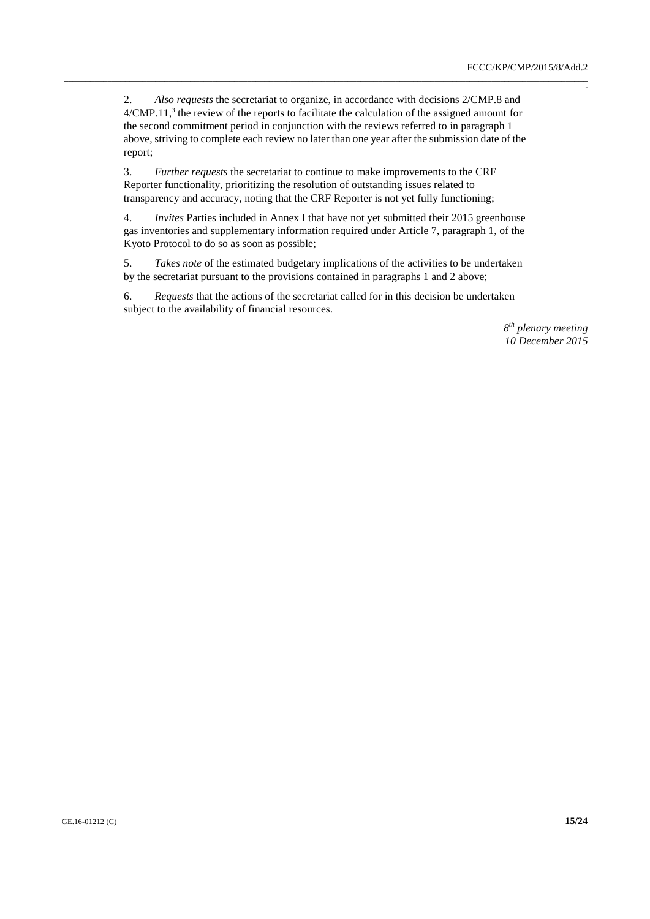2. *Also requests* the secretariat to organize, in accordance with decisions 2/CMP.8 and 4/CMP.11,[3] the review of the reports to facilitate the calculation of the assigned amount for the second commitment period in conjunction with the reviews referred to in paragraph 1 above, striving to complete each review no later than one year after the submission date of the report;

3. *Further requests* the secretariat to continue to make improvements to the CRF Reporter functionality, prioritizing the resolution of outstanding issues related to transparency and accuracy, noting that the CRF Reporter is not yet fully functioning;

4. *Invites* Parties included in Annex I that have not yet submitted their 2015 greenhouse gas inventories and supplementary information required under Article 7, paragraph 1, of the Kyoto Protocol to do so as soon as possible;

5. *Takes note* of the estimated budgetary implications of the activities to be undertaken by the secretariat pursuant to the provisions contained in paragraphs 1 and 2 above;

6. *Requests* that the actions of the secretariat called for in this decision be undertaken subject to the availability of financial resources.

*8th plenary meeting*
*10 December 2015*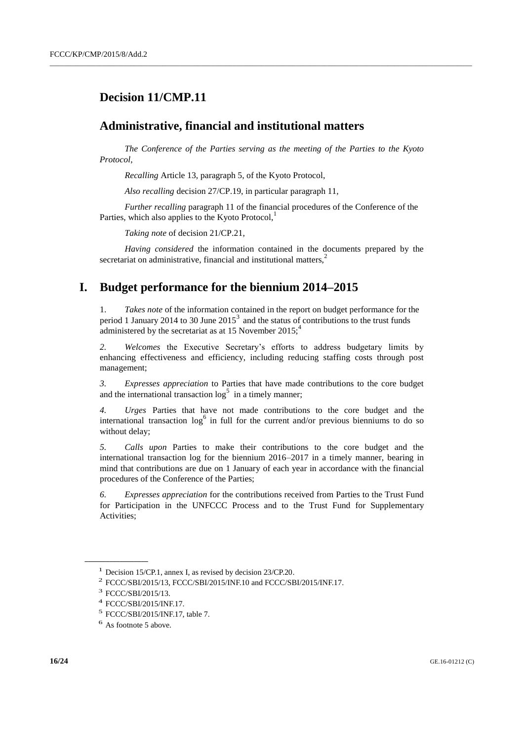# Decision 11/CMP.11

## Administrative, financial and institutional matters

*The Conference of the Parties serving as the meeting of the Parties to the Kyoto Protocol*,

*Recalling* Article 13, paragraph 5, of the Kyoto Protocol,

*Also recalling* decision 27/CP.19, in particular paragraph 11,

*Further recalling* paragraph 11 of the financial procedures of the Conference of the Parties, which also applies to the Kyoto Protocol,[1]

*Taking note* of decision 21/CP.21,

*Having considered* the information contained in the documents prepared by the secretariat on administrative, financial and institutional matters,[2]

## I. Budget performance for the biennium 2014–2015

1. *Takes note* of the information contained in the report on budget performance for the period 1 January 2014 to 30 June 2015[3] and the status of contributions to the trust funds administered by the secretariat as at 15 November 2015;[4]

*2. Welcomes* the Executive Secretary's efforts to address budgetary limits by enhancing effectiveness and efficiency, including reducing staffing costs through post management;

*3. Expresses appreciation* to Parties that have made contributions to the core budget and the international transaction log[5] in a timely manner;

*4. Urges* Parties that have not made contributions to the core budget and the international transaction log[6] in full for the current and/or previous bienniums to do so without delay;

*5. Calls upon* Parties to make their contributions to the core budget and the international transaction log for the biennium 2016–2017 in a timely manner, bearing in mind that contributions are due on 1 January of each year in accordance with the financial procedures of the Conference of the Parties;

*6. Expresses appreciation* for the contributions received from Parties to the Trust Fund for Participation in the UNFCCC Process and to the Trust Fund for Supplementary Activities;

---

[1] Decision 15/CP.1, annex I, as revised by decision 23/CP.20.

[2] FCCC/SBI/2015/13, FCCC/SBI/2015/INF.10 and FCCC/SBI/2015/INF.17.

[3] FCCC/SBI/2015/13.

[4] FCCC/SBI/2015/INF.17.

[5] FCCC/SBI/2015/INF.17, table 7.

[6] As footnote 5 above.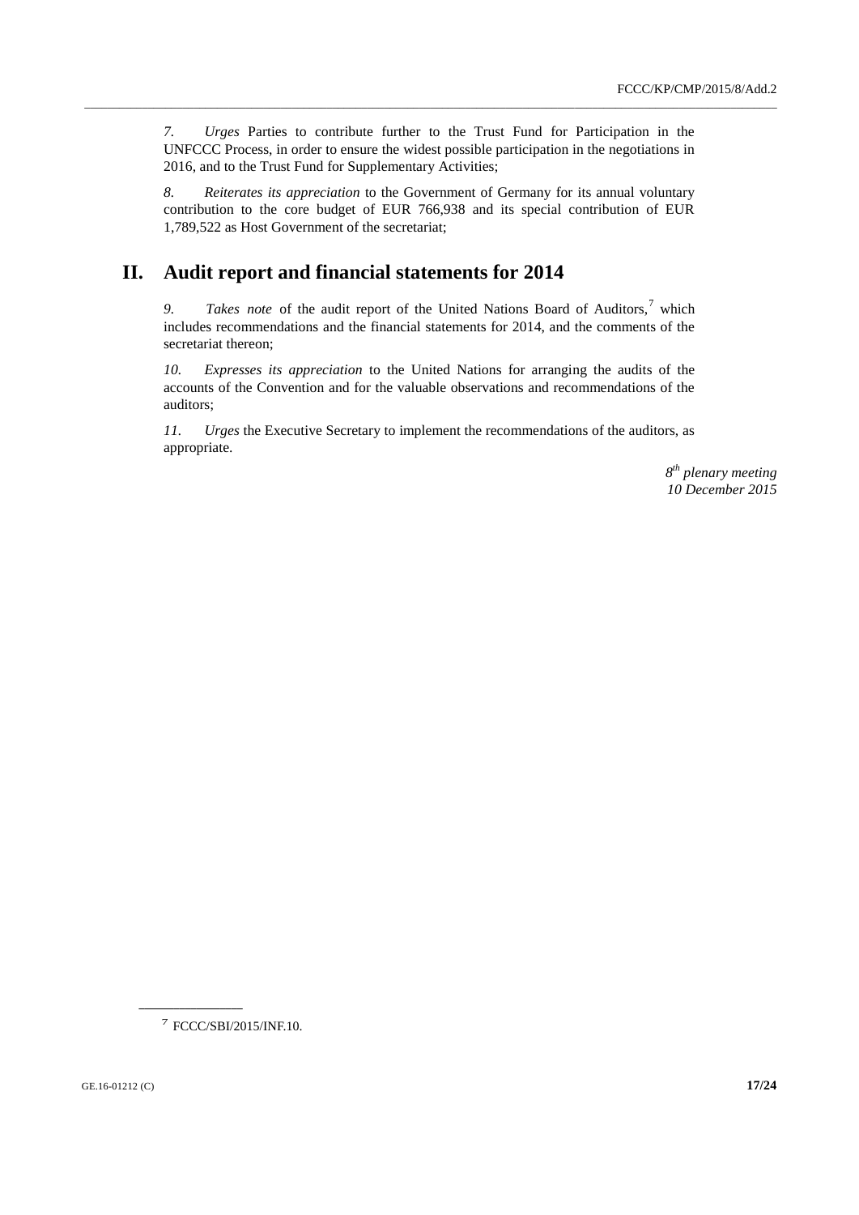7. *Urges* Parties to contribute further to the Trust Fund for Participation in the UNFCCC Process, in order to ensure the widest possible participation in the negotiations in 2016, and to the Trust Fund for Supplementary Activities;

8. *Reiterates its appreciation* to the Government of Germany for its annual voluntary contribution to the core budget of EUR 766,938 and its special contribution of EUR 1,789,522 as Host Government of the secretariat;

# II. Audit report and financial statements for 2014

9. *Takes note* of the audit report of the United Nations Board of Auditors,[7] which includes recommendations and the financial statements for 2014, and the comments of the secretariat thereon;

10. *Expresses its appreciation* to the United Nations for arranging the audits of the accounts of the Convention and for the valuable observations and recommendations of the auditors;

11. *Urges* the Executive Secretary to implement the recommendations of the auditors, as appropriate.

*8th plenary meeting*
*10 December 2015*

---

[7] FCCC/SBI/2015/INF.10.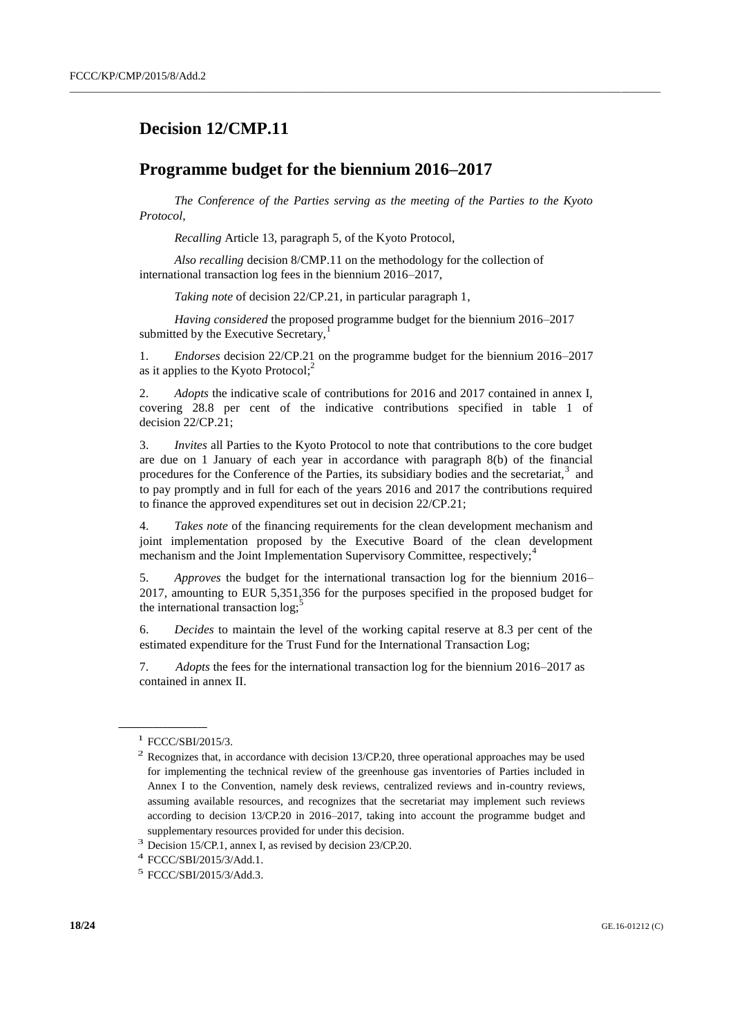# Decision 12/CMP.11

## Programme budget for the biennium 2016–2017

*The Conference of the Parties serving as the meeting of the Parties to the Kyoto Protocol*,

*Recalling* Article 13, paragraph 5, of the Kyoto Protocol,

*Also recalling* decision 8/CMP.11 on the methodology for the collection of international transaction log fees in the biennium 2016–2017,

*Taking note* of decision 22/CP.21, in particular paragraph 1,

*Having considered* the proposed programme budget for the biennium 2016–2017 submitted by the Executive Secretary,[1]

1. *Endorses* decision 22/CP.21 on the programme budget for the biennium 2016–2017 as it applies to the Kyoto Protocol;[2]

2. *Adopts* the indicative scale of contributions for 2016 and 2017 contained in annex I, covering 28.8 per cent of the indicative contributions specified in table 1 of decision 22/CP.21;

3. *Invites* all Parties to the Kyoto Protocol to note that contributions to the core budget are due on 1 January of each year in accordance with paragraph 8(b) of the financial procedures for the Conference of the Parties, its subsidiary bodies and the secretariat,[3] and to pay promptly and in full for each of the years 2016 and 2017 the contributions required to finance the approved expenditures set out in decision 22/CP.21;

4. *Takes note* of the financing requirements for the clean development mechanism and joint implementation proposed by the Executive Board of the clean development mechanism and the Joint Implementation Supervisory Committee, respectively;[4]

5. *Approves* the budget for the international transaction log for the biennium 2016–2017, amounting to EUR 5,351,356 for the purposes specified in the proposed budget for the international transaction log;[5]

6. *Decides* to maintain the level of the working capital reserve at 8.3 per cent of the estimated expenditure for the Trust Fund for the International Transaction Log;

7. *Adopts* the fees for the international transaction log for the biennium 2016–2017 as contained in annex II.

---

[1] FCCC/SBI/2015/3.

[2] Recognizes that, in accordance with decision 13/CP.20, three operational approaches may be used for implementing the technical review of the greenhouse gas inventories of Parties included in Annex I to the Convention, namely desk reviews, centralized reviews and in-country reviews, assuming available resources, and recognizes that the secretariat may implement such reviews according to decision 13/CP.20 in 2016–2017, taking into account the programme budget and supplementary resources provided for under this decision.

[3] Decision 15/CP.1, annex I, as revised by decision 23/CP.20.

[4] FCCC/SBI/2015/3/Add.1.

[5] FCCC/SBI/2015/3/Add.3.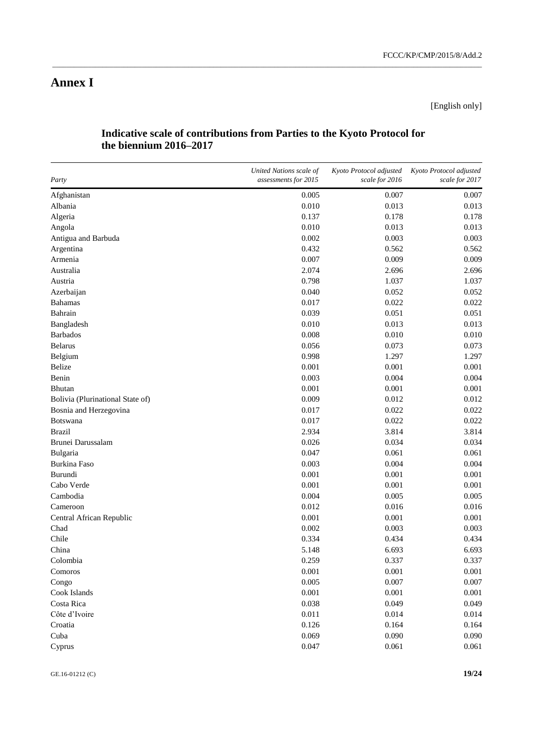# Annex I

[English only]

## Indicative scale of contributions from Parties to the Kyoto Protocol for the biennium 2016–2017

| *Party* | *United Nations scale of assessments for 2015* | *Kyoto Protocol adjusted scale for 2016* | *Kyoto Protocol adjusted scale for 2017* |
|---|---|---|---|
| Afghanistan | 0.005 | 0.007 | 0.007 |
| Albania | 0.010 | 0.013 | 0.013 |
| Algeria | 0.137 | 0.178 | 0.178 |
| Angola | 0.010 | 0.013 | 0.013 |
| Antigua and Barbuda | 0.002 | 0.003 | 0.003 |
| Argentina | 0.432 | 0.562 | 0.562 |
| Armenia | 0.007 | 0.009 | 0.009 |
| Australia | 2.074 | 2.696 | 2.696 |
| Austria | 0.798 | 1.037 | 1.037 |
| Azerbaijan | 0.040 | 0.052 | 0.052 |
| Bahamas | 0.017 | 0.022 | 0.022 |
| Bahrain | 0.039 | 0.051 | 0.051 |
| Bangladesh | 0.010 | 0.013 | 0.013 |
| Barbados | 0.008 | 0.010 | 0.010 |
| Belarus | 0.056 | 0.073 | 0.073 |
| Belgium | 0.998 | 1.297 | 1.297 |
| Belize | 0.001 | 0.001 | 0.001 |
| Benin | 0.003 | 0.004 | 0.004 |
| Bhutan | 0.001 | 0.001 | 0.001 |
| Bolivia (Plurinational State of) | 0.009 | 0.012 | 0.012 |
| Bosnia and Herzegovina | 0.017 | 0.022 | 0.022 |
| Botswana | 0.017 | 0.022 | 0.022 |
| Brazil | 2.934 | 3.814 | 3.814 |
| Brunei Darussalam | 0.026 | 0.034 | 0.034 |
| Bulgaria | 0.047 | 0.061 | 0.061 |
| Burkina Faso | 0.003 | 0.004 | 0.004 |
| Burundi | 0.001 | 0.001 | 0.001 |
| Cabo Verde | 0.001 | 0.001 | 0.001 |
| Cambodia | 0.004 | 0.005 | 0.005 |
| Cameroon | 0.012 | 0.016 | 0.016 |
| Central African Republic | 0.001 | 0.001 | 0.001 |
| Chad | 0.002 | 0.003 | 0.003 |
| Chile | 0.334 | 0.434 | 0.434 |
| China | 5.148 | 6.693 | 6.693 |
| Colombia | 0.259 | 0.337 | 0.337 |
| Comoros | 0.001 | 0.001 | 0.001 |
| Congo | 0.005 | 0.007 | 0.007 |
| Cook Islands | 0.001 | 0.001 | 0.001 |
| Costa Rica | 0.038 | 0.049 | 0.049 |
| Côte d'Ivoire | 0.011 | 0.014 | 0.014 |
| Croatia | 0.126 | 0.164 | 0.164 |
| Cuba | 0.069 | 0.090 | 0.090 |
| Cyprus | 0.047 | 0.061 | 0.061 |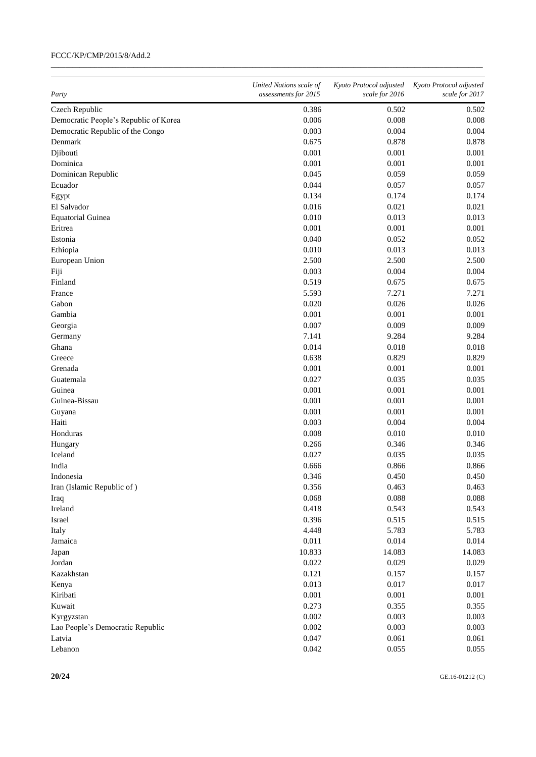| *Party* | *United Nations scale of assessments for 2015* | *Kyoto Protocol adjusted scale for 2016* | *Kyoto Protocol adjusted scale for 2017* |
|---|---|---|---|
| Czech Republic | 0.386 | 0.502 | 0.502 |
| Democratic People's Republic of Korea | 0.006 | 0.008 | 0.008 |
| Democratic Republic of the Congo | 0.003 | 0.004 | 0.004 |
| Denmark | 0.675 | 0.878 | 0.878 |
| Djibouti | 0.001 | 0.001 | 0.001 |
| Dominica | 0.001 | 0.001 | 0.001 |
| Dominican Republic | 0.045 | 0.059 | 0.059 |
| Ecuador | 0.044 | 0.057 | 0.057 |
| Egypt | 0.134 | 0.174 | 0.174 |
| El Salvador | 0.016 | 0.021 | 0.021 |
| Equatorial Guinea | 0.010 | 0.013 | 0.013 |
| Eritrea | 0.001 | 0.001 | 0.001 |
| Estonia | 0.040 | 0.052 | 0.052 |
| Ethiopia | 0.010 | 0.013 | 0.013 |
| European Union | 2.500 | 2.500 | 2.500 |
| Fiji | 0.003 | 0.004 | 0.004 |
| Finland | 0.519 | 0.675 | 0.675 |
| France | 5.593 | 7.271 | 7.271 |
| Gabon | 0.020 | 0.026 | 0.026 |
| Gambia | 0.001 | 0.001 | 0.001 |
| Georgia | 0.007 | 0.009 | 0.009 |
| Germany | 7.141 | 9.284 | 9.284 |
| Ghana | 0.014 | 0.018 | 0.018 |
| Greece | 0.638 | 0.829 | 0.829 |
| Grenada | 0.001 | 0.001 | 0.001 |
| Guatemala | 0.027 | 0.035 | 0.035 |
| Guinea | 0.001 | 0.001 | 0.001 |
| Guinea-Bissau | 0.001 | 0.001 | 0.001 |
| Guyana | 0.001 | 0.001 | 0.001 |
| Haiti | 0.003 | 0.004 | 0.004 |
| Honduras | 0.008 | 0.010 | 0.010 |
| Hungary | 0.266 | 0.346 | 0.346 |
| Iceland | 0.027 | 0.035 | 0.035 |
| India | 0.666 | 0.866 | 0.866 |
| Indonesia | 0.346 | 0.450 | 0.450 |
| Iran (Islamic Republic of ) | 0.356 | 0.463 | 0.463 |
| Iraq | 0.068 | 0.088 | 0.088 |
| Ireland | 0.418 | 0.543 | 0.543 |
| Israel | 0.396 | 0.515 | 0.515 |
| Italy | 4.448 | 5.783 | 5.783 |
| Jamaica | 0.011 | 0.014 | 0.014 |
| Japan | 10.833 | 14.083 | 14.083 |
| Jordan | 0.022 | 0.029 | 0.029 |
| Kazakhstan | 0.121 | 0.157 | 0.157 |
| Kenya | 0.013 | 0.017 | 0.017 |
| Kiribati | 0.001 | 0.001 | 0.001 |
| Kuwait | 0.273 | 0.355 | 0.355 |
| Kyrgyzstan | 0.002 | 0.003 | 0.003 |
| Lao People's Democratic Republic | 0.002 | 0.003 | 0.003 |
| Latvia | 0.047 | 0.061 | 0.061 |
| Lebanon | 0.042 | 0.055 | 0.055 |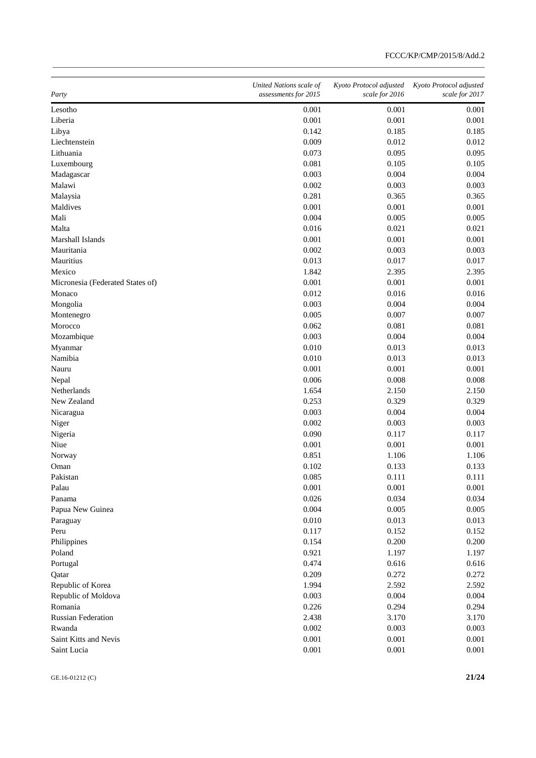| Party | United Nations scale of assessments for 2015 | Kyoto Protocol adjusted scale for 2016 | Kyoto Protocol adjusted scale for 2017 |
|---|---|---|---|
| Lesotho | 0.001 | 0.001 | 0.001 |
| Liberia | 0.001 | 0.001 | 0.001 |
| Libya | 0.142 | 0.185 | 0.185 |
| Liechtenstein | 0.009 | 0.012 | 0.012 |
| Lithuania | 0.073 | 0.095 | 0.095 |
| Luxembourg | 0.081 | 0.105 | 0.105 |
| Madagascar | 0.003 | 0.004 | 0.004 |
| Malawi | 0.002 | 0.003 | 0.003 |
| Malaysia | 0.281 | 0.365 | 0.365 |
| Maldives | 0.001 | 0.001 | 0.001 |
| Mali | 0.004 | 0.005 | 0.005 |
| Malta | 0.016 | 0.021 | 0.021 |
| Marshall Islands | 0.001 | 0.001 | 0.001 |
| Mauritania | 0.002 | 0.003 | 0.003 |
| Mauritius | 0.013 | 0.017 | 0.017 |
| Mexico | 1.842 | 2.395 | 2.395 |
| Micronesia (Federated States of) | 0.001 | 0.001 | 0.001 |
| Monaco | 0.012 | 0.016 | 0.016 |
| Mongolia | 0.003 | 0.004 | 0.004 |
| Montenegro | 0.005 | 0.007 | 0.007 |
| Morocco | 0.062 | 0.081 | 0.081 |
| Mozambique | 0.003 | 0.004 | 0.004 |
| Myanmar | 0.010 | 0.013 | 0.013 |
| Namibia | 0.010 | 0.013 | 0.013 |
| Nauru | 0.001 | 0.001 | 0.001 |
| Nepal | 0.006 | 0.008 | 0.008 |
| Netherlands | 1.654 | 2.150 | 2.150 |
| New Zealand | 0.253 | 0.329 | 0.329 |
| Nicaragua | 0.003 | 0.004 | 0.004 |
| Niger | 0.002 | 0.003 | 0.003 |
| Nigeria | 0.090 | 0.117 | 0.117 |
| Niue | 0.001 | 0.001 | 0.001 |
| Norway | 0.851 | 1.106 | 1.106 |
| Oman | 0.102 | 0.133 | 0.133 |
| Pakistan | 0.085 | 0.111 | 0.111 |
| Palau | 0.001 | 0.001 | 0.001 |
| Panama | 0.026 | 0.034 | 0.034 |
| Papua New Guinea | 0.004 | 0.005 | 0.005 |
| Paraguay | 0.010 | 0.013 | 0.013 |
| Peru | 0.117 | 0.152 | 0.152 |
| Philippines | 0.154 | 0.200 | 0.200 |
| Poland | 0.921 | 1.197 | 1.197 |
| Portugal | 0.474 | 0.616 | 0.616 |
| Qatar | 0.209 | 0.272 | 0.272 |
| Republic of Korea | 1.994 | 2.592 | 2.592 |
| Republic of Moldova | 0.003 | 0.004 | 0.004 |
| Romania | 0.226 | 0.294 | 0.294 |
| Russian Federation | 2.438 | 3.170 | 3.170 |
| Rwanda | 0.002 | 0.003 | 0.003 |
| Saint Kitts and Nevis | 0.001 | 0.001 | 0.001 |
| Saint Lucia | 0.001 | 0.001 | 0.001 |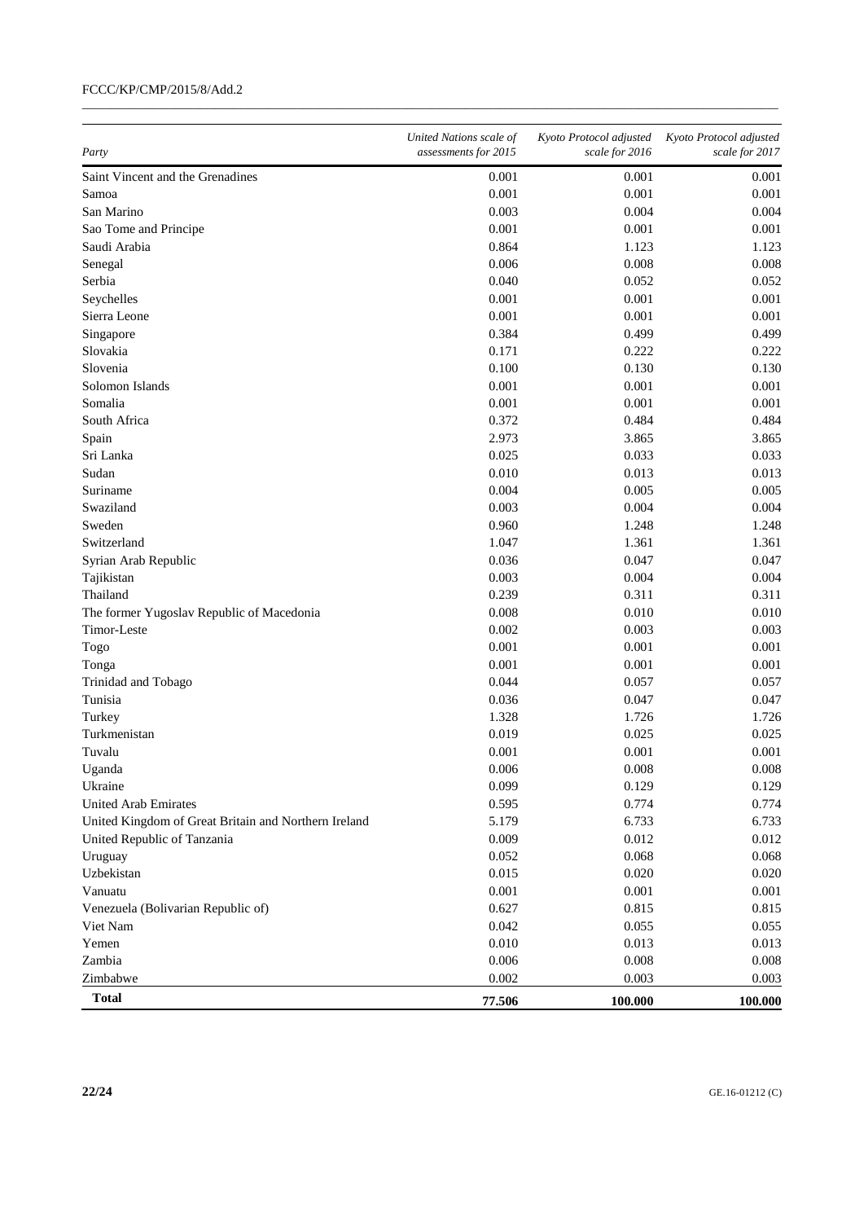| *Party* | *United Nations scale of assessments for 2015* | *Kyoto Protocol adjusted scale for 2016* | *Kyoto Protocol adjusted scale for 2017* |
|---|---|---|---|
| Saint Vincent and the Grenadines | 0.001 | 0.001 | 0.001 |
| Samoa | 0.001 | 0.001 | 0.001 |
| San Marino | 0.003 | 0.004 | 0.004 |
| Sao Tome and Principe | 0.001 | 0.001 | 0.001 |
| Saudi Arabia | 0.864 | 1.123 | 1.123 |
| Senegal | 0.006 | 0.008 | 0.008 |
| Serbia | 0.040 | 0.052 | 0.052 |
| Seychelles | 0.001 | 0.001 | 0.001 |
| Sierra Leone | 0.001 | 0.001 | 0.001 |
| Singapore | 0.384 | 0.499 | 0.499 |
| Slovakia | 0.171 | 0.222 | 0.222 |
| Slovenia | 0.100 | 0.130 | 0.130 |
| Solomon Islands | 0.001 | 0.001 | 0.001 |
| Somalia | 0.001 | 0.001 | 0.001 |
| South Africa | 0.372 | 0.484 | 0.484 |
| Spain | 2.973 | 3.865 | 3.865 |
| Sri Lanka | 0.025 | 0.033 | 0.033 |
| Sudan | 0.010 | 0.013 | 0.013 |
| Suriname | 0.004 | 0.005 | 0.005 |
| Swaziland | 0.003 | 0.004 | 0.004 |
| Sweden | 0.960 | 1.248 | 1.248 |
| Switzerland | 1.047 | 1.361 | 1.361 |
| Syrian Arab Republic | 0.036 | 0.047 | 0.047 |
| Tajikistan | 0.003 | 0.004 | 0.004 |
| Thailand | 0.239 | 0.311 | 0.311 |
| The former Yugoslav Republic of Macedonia | 0.008 | 0.010 | 0.010 |
| Timor-Leste | 0.002 | 0.003 | 0.003 |
| Togo | 0.001 | 0.001 | 0.001 |
| Tonga | 0.001 | 0.001 | 0.001 |
| Trinidad and Tobago | 0.044 | 0.057 | 0.057 |
| Tunisia | 0.036 | 0.047 | 0.047 |
| Turkey | 1.328 | 1.726 | 1.726 |
| Turkmenistan | 0.019 | 0.025 | 0.025 |
| Tuvalu | 0.001 | 0.001 | 0.001 |
| Uganda | 0.006 | 0.008 | 0.008 |
| Ukraine | 0.099 | 0.129 | 0.129 |
| United Arab Emirates | 0.595 | 0.774 | 0.774 |
| United Kingdom of Great Britain and Northern Ireland | 5.179 | 6.733 | 6.733 |
| United Republic of Tanzania | 0.009 | 0.012 | 0.012 |
| Uruguay | 0.052 | 0.068 | 0.068 |
| Uzbekistan | 0.015 | 0.020 | 0.020 |
| Vanuatu | 0.001 | 0.001 | 0.001 |
| Venezuela (Bolivarian Republic of) | 0.627 | 0.815 | 0.815 |
| Viet Nam | 0.042 | 0.055 | 0.055 |
| Yemen | 0.010 | 0.013 | 0.013 |
| Zambia | 0.006 | 0.008 | 0.008 |
| Zimbabwe | 0.002 | 0.003 | 0.003 |
| **Total** | **77.506** | **100.000** | **100.000** |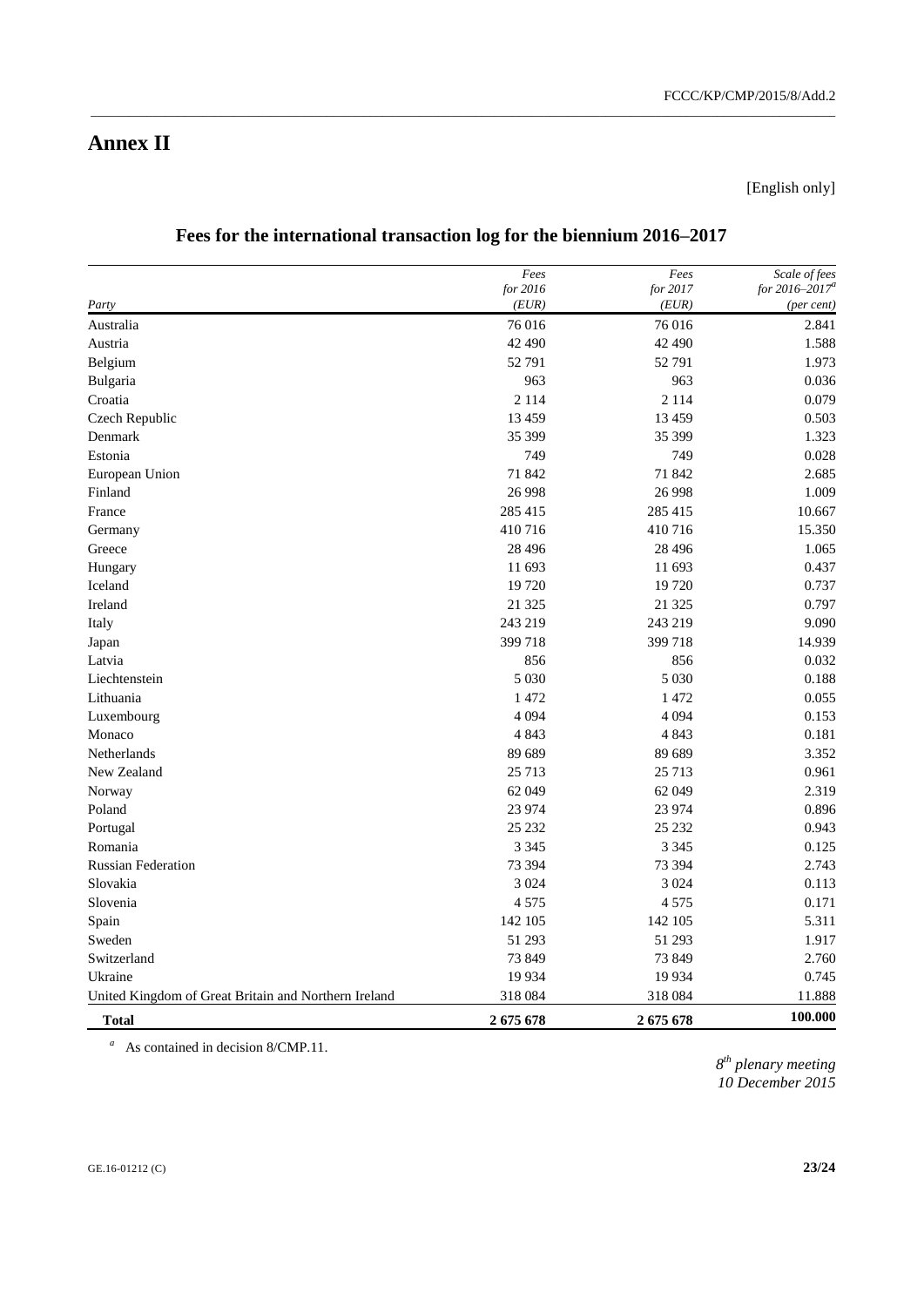# Annex II

[English only]

## Fees for the international transaction log for the biennium 2016–2017

| *Party* | *Fees for 2016 (EUR)* | *Fees for 2017 (EUR)* | *Scale of fees for 2016–2017[a] (per cent)* |
|---|---|---|---|
| Australia | 76 016 | 76 016 | 2.841 |
| Austria | 42 490 | 42 490 | 1.588 |
| Belgium | 52 791 | 52 791 | 1.973 |
| Bulgaria | 963 | 963 | 0.036 |
| Croatia | 2 114 | 2 114 | 0.079 |
| Czech Republic | 13 459 | 13 459 | 0.503 |
| Denmark | 35 399 | 35 399 | 1.323 |
| Estonia | 749 | 749 | 0.028 |
| European Union | 71 842 | 71 842 | 2.685 |
| Finland | 26 998 | 26 998 | 1.009 |
| France | 285 415 | 285 415 | 10.667 |
| Germany | 410 716 | 410 716 | 15.350 |
| Greece | 28 496 | 28 496 | 1.065 |
| Hungary | 11 693 | 11 693 | 0.437 |
| Iceland | 19 720 | 19 720 | 0.737 |
| Ireland | 21 325 | 21 325 | 0.797 |
| Italy | 243 219 | 243 219 | 9.090 |
| Japan | 399 718 | 399 718 | 14.939 |
| Latvia | 856 | 856 | 0.032 |
| Liechtenstein | 5 030 | 5 030 | 0.188 |
| Lithuania | 1 472 | 1 472 | 0.055 |
| Luxembourg | 4 094 | 4 094 | 0.153 |
| Monaco | 4 843 | 4 843 | 0.181 |
| Netherlands | 89 689 | 89 689 | 3.352 |
| New Zealand | 25 713 | 25 713 | 0.961 |
| Norway | 62 049 | 62 049 | 2.319 |
| Poland | 23 974 | 23 974 | 0.896 |
| Portugal | 25 232 | 25 232 | 0.943 |
| Romania | 3 345 | 3 345 | 0.125 |
| Russian Federation | 73 394 | 73 394 | 2.743 |
| Slovakia | 3 024 | 3 024 | 0.113 |
| Slovenia | 4 575 | 4 575 | 0.171 |
| Spain | 142 105 | 142 105 | 5.311 |
| Sweden | 51 293 | 51 293 | 1.917 |
| Switzerland | 73 849 | 73 849 | 2.760 |
| Ukraine | 19 934 | 19 934 | 0.745 |
| United Kingdom of Great Britain and Northern Ireland | 318 084 | 318 084 | 11.888 |
| **Total** | **2 675 678** | **2 675 678** | **100.000** |

[a] As contained in decision 8/CMP.11.

*8th plenary meeting*
*10 December 2015*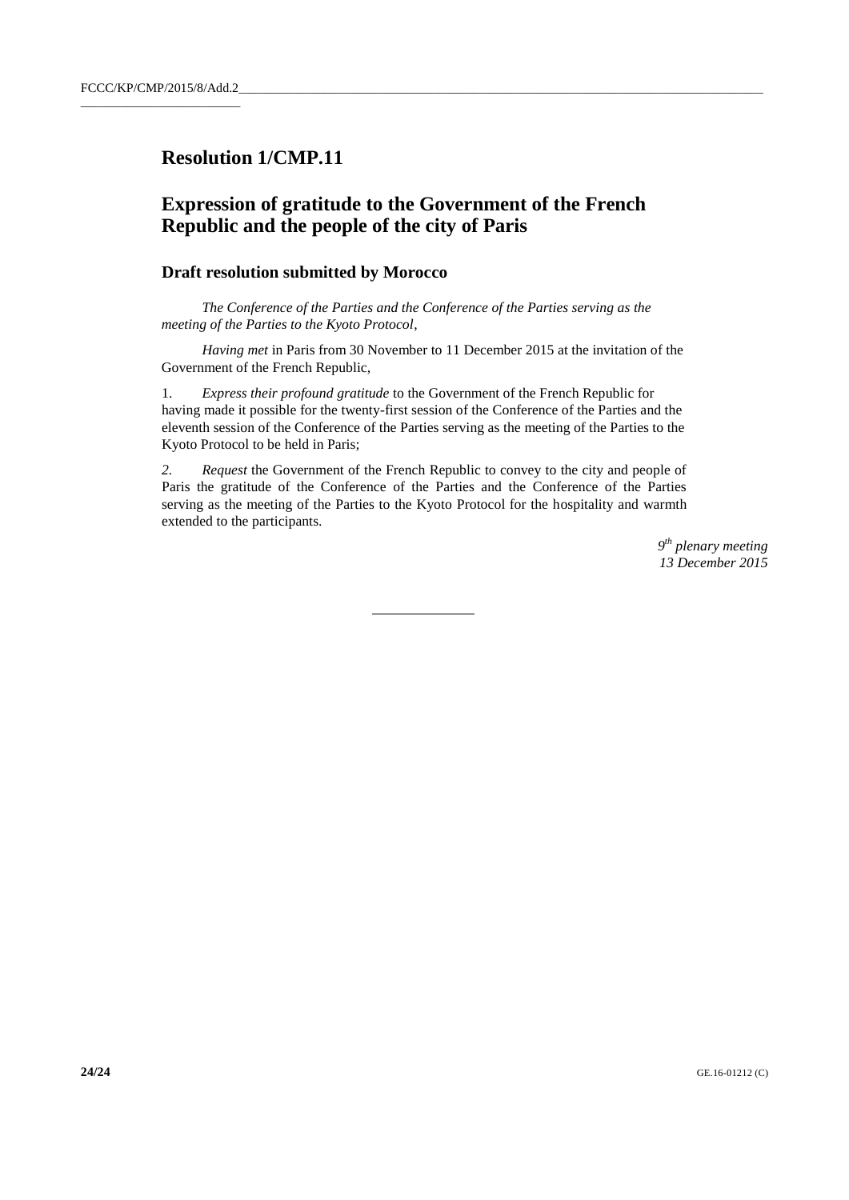# Resolution 1/CMP.11

# Expression of gratitude to the Government of the French Republic and the people of the city of Paris

## Draft resolution submitted by Morocco

*The Conference of the Parties and the Conference of the Parties serving as the meeting of the Parties to the Kyoto Protocol*,

*Having met* in Paris from 30 November to 11 December 2015 at the invitation of the Government of the French Republic,

1. *Express their profound gratitude* to the Government of the French Republic for having made it possible for the twenty-first session of the Conference of the Parties and the eleventh session of the Conference of the Parties serving as the meeting of the Parties to the Kyoto Protocol to be held in Paris;

2. *Request* the Government of the French Republic to convey to the city and people of Paris the gratitude of the Conference of the Parties and the Conference of the Parties serving as the meeting of the Parties to the Kyoto Protocol for the hospitality and warmth extended to the participants.

*9th plenary meeting*
*13 December 2015*